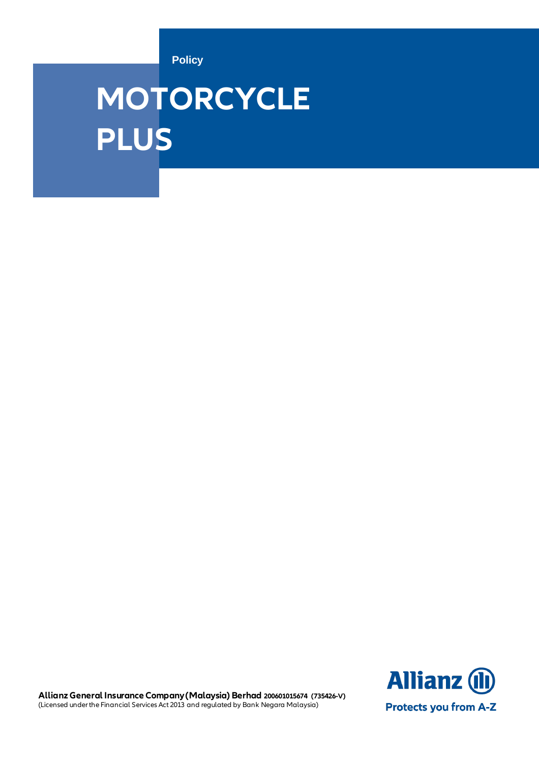Policy

# MOTORCYCLE PLUS

**Allianz General Insurance Company (Malaysia) Berhad** **200601015674 (735426-V)**
(Licensed under the Financial Services Act 2013 and regulated by Bank Negara Malaysia)

Allianz

Protects you from A-Z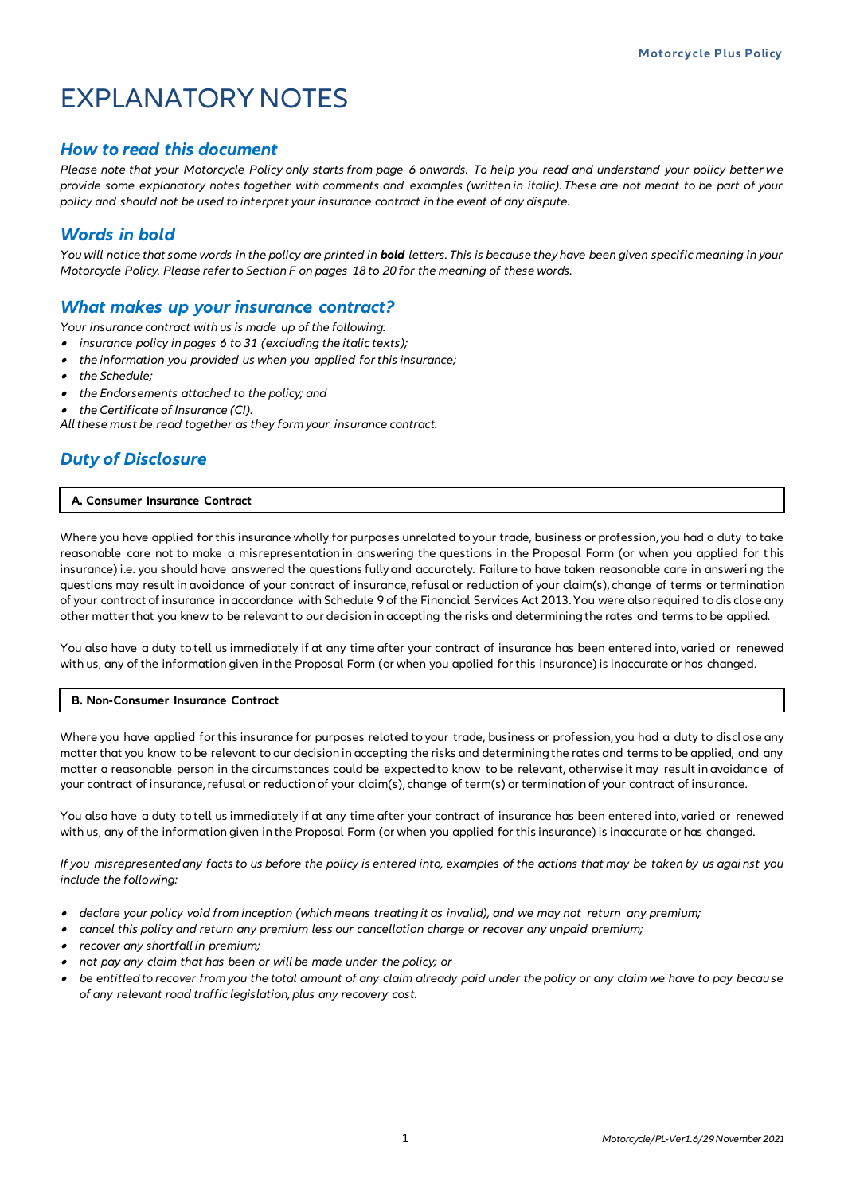# EXPLANATORY NOTES

## *How to read this document*

*Please note that your Motorcycle Policy only starts from page 6 onwards. To help you read and understand your policy better we provide some explanatory notes together with comments and examples (written in italic). These are not meant to be part of your policy and should not be used to interpret your insurance contract in the event of any dispute.*

## *Words in bold*

*You will notice that some words in the policy are printed in* ***bold*** *letters. This is because they have been given specific meaning in your Motorcycle Policy. Please refer to Section F on pages 18 to 20 for the meaning of these words.*

## *What makes up your insurance contract?*

*Your insurance contract with us is made up of the following:*

- *insurance policy in pages 6 to 31 (excluding the italic texts);*
- *the information you provided us when you applied for this insurance;*
- *the Schedule;*
- *the Endorsements attached to the policy; and*
- *the Certificate of Insurance (CI).*

*All these must be read together as they form your insurance contract.*

## *Duty of Disclosure*

**A. Consumer Insurance Contract**

Where you have applied for this insurance wholly for purposes unrelated to your trade, business or profession, you had a duty to take reasonable care not to make a misrepresentation in answering the questions in the Proposal Form (or when you applied for this insurance) i.e. you should have answered the questions fully and accurately. Failure to have taken reasonable care in answering the questions may result in avoidance of your contract of insurance, refusal or reduction of your claim(s), change of terms or termination of your contract of insurance in accordance with Schedule 9 of the Financial Services Act 2013. You were also required to disclose any other matter that you knew to be relevant to our decision in accepting the risks and determining the rates and terms to be applied.

You also have a duty to tell us immediately if at any time after your contract of insurance has been entered into, varied or renewed with us, any of the information given in the Proposal Form (or when you applied for this insurance) is inaccurate or has changed.

**B. Non-Consumer Insurance Contract**

Where you have applied for this insurance for purposes related to your trade, business or profession, you had a duty to disclose any matter that you know to be relevant to our decision in accepting the risks and determining the rates and terms to be applied, and any matter a reasonable person in the circumstances could be expected to know to be relevant, otherwise it may result in avoidance of your contract of insurance, refusal or reduction of your claim(s), change of term(s) or termination of your contract of insurance.

You also have a duty to tell us immediately if at any time after your contract of insurance has been entered into, varied or renewed with us, any of the information given in the Proposal Form (or when you applied for this insurance) is inaccurate or has changed.

*If you misrepresented any facts to us before the policy is entered into, examples of the actions that may be taken by us against you include the following:*

- *declare your policy void from inception (which means treating it as invalid), and we may not return any premium;*
- *cancel this policy and return any premium less our cancellation charge or recover any unpaid premium;*
- *recover any shortfall in premium;*
- *not pay any claim that has been or will be made under the policy; or*
- *be entitled to recover from you the total amount of any claim already paid under the policy or any claim we have to pay because of any relevant road traffic legislation, plus any recovery cost.*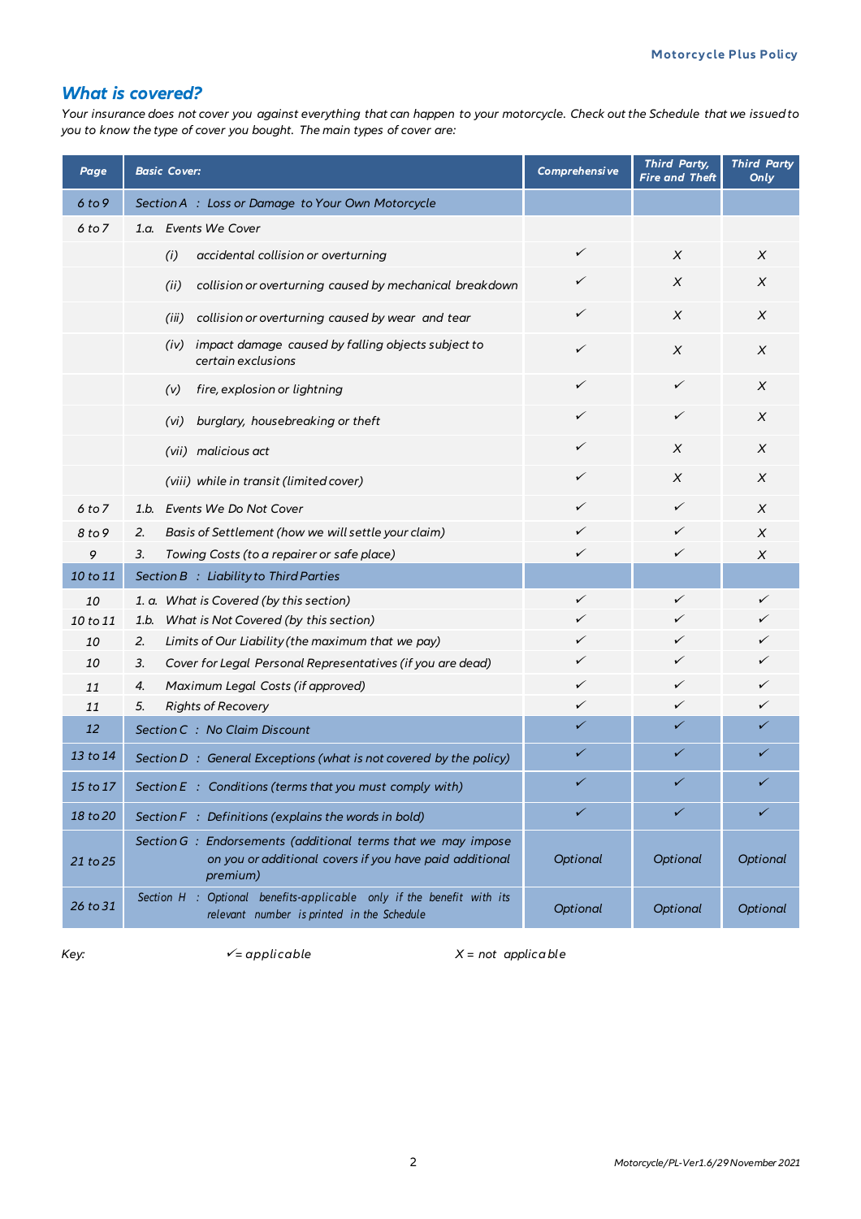## *What is covered?*

*Your insurance does not cover you against everything that can happen to your motorcycle. Check out the Schedule that we issued to you to know the type of cover you bought. The main types of cover are:*

| Page | Basic Cover: | Comprehensive | Third Party, Fire and Theft | Third Party Only |
|---|---|---|---|---|
| *6 to 9* | *Section A : Loss or Damage to Your Own Motorcycle* | | | |
| *6 to 7* | *1.a. Events We Cover* | | | |
| | *(i) accidental collision or overturning* | ✓ | X | X |
| | *(ii) collision or overturning caused by mechanical breakdown* | ✓ | X | X |
| | *(iii) collision or overturning caused by wear and tear* | ✓ | X | X |
| | *(iv) impact damage caused by falling objects subject to certain exclusions* | ✓ | X | X |
| | *(v) fire, explosion or lightning* | ✓ | ✓ | X |
| | *(vi) burglary, housebreaking or theft* | ✓ | ✓ | X |
| | *(vii) malicious act* | ✓ | X | X |
| | *(viii) while in transit (limited cover)* | ✓ | X | X |
| *6 to 7* | *1.b. Events We Do Not Cover* | ✓ | ✓ | X |
| *8 to 9* | *2. Basis of Settlement (how we will settle your claim)* | ✓ | ✓ | X |
| *9* | *3. Towing Costs (to a repairer or safe place)* | ✓ | ✓ | X |
| *10 to 11* | *Section B : Liability to Third Parties* | | | |
| *10* | *1. a. What is Covered (by this section)* | ✓ | ✓ | ✓ |
| *10 to 11* | *1.b. What is Not Covered (by this section)* | ✓ | ✓ | ✓ |
| *10* | *2. Limits of Our Liability (the maximum that we pay)* | ✓ | ✓ | ✓ |
| *10* | *3. Cover for Legal Personal Representatives (if you are dead)* | ✓ | ✓ | ✓ |
| *11* | *4. Maximum Legal Costs (if approved)* | ✓ | ✓ | ✓ |
| *11* | *5. Rights of Recovery* | ✓ | ✓ | ✓ |
| *12* | *Section C : No Claim Discount* | ✓ | ✓ | ✓ |
| *13 to 14* | *Section D : General Exceptions (what is not covered by the policy)* | ✓ | ✓ | ✓ |
| *15 to 17* | *Section E : Conditions (terms that you must comply with)* | ✓ | ✓ | ✓ |
| *18 to 20* | *Section F : Definitions (explains the words in bold)* | ✓ | ✓ | ✓ |
| *21 to 25* | *Section G : Endorsements (additional terms that we may impose on you or additional covers if you have paid additional premium)* | *Optional* | *Optional* | *Optional* |
| *26 to 31* | *Section H : Optional benefits-applicable only if the benefit with its relevant number is printed in the Schedule* | *Optional* | *Optional* | *Optional* |

*Key:* ✓ *= applicable* *X = not applicable*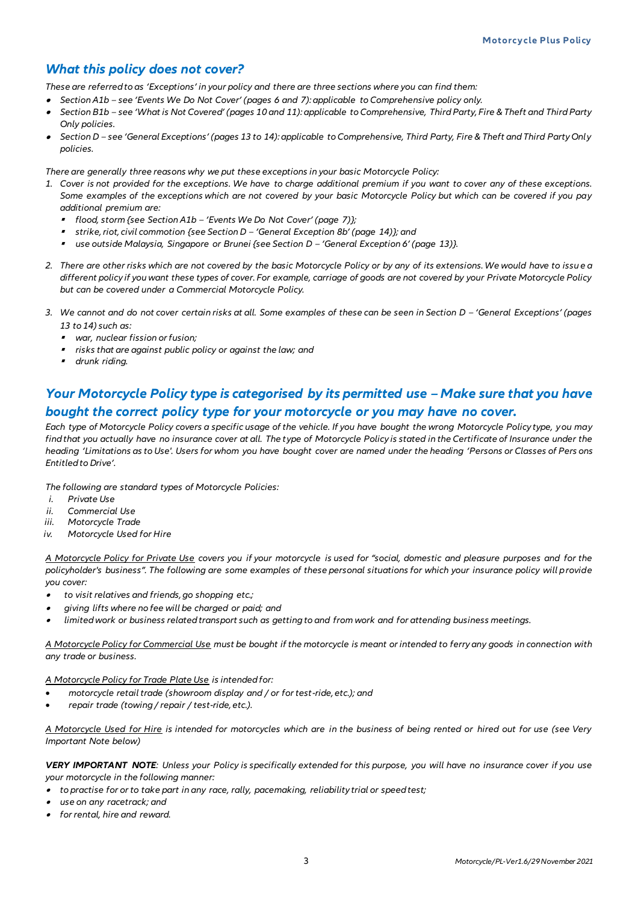## *What this policy does not cover?*

*These are referred to as 'Exceptions' in your policy and there are three sections where you can find them:*

- *Section A1b – see 'Events We Do Not Cover' (pages 6 and 7): applicable to Comprehensive policy only.*
- *Section B1b – see 'What is Not Covered' (pages 10 and 11): applicable to Comprehensive, Third Party, Fire & Theft and Third Party Only policies.*
- *Section D – see 'General Exceptions' (pages 13 to 14): applicable to Comprehensive, Third Party, Fire & Theft and Third Party Only policies.*

*There are generally three reasons why we put these exceptions in your basic Motorcycle Policy:*

1. *Cover is not provided for the exceptions. We have to charge additional premium if you want to cover any of these exceptions. Some examples of the exceptions which are not covered by your basic Motorcycle Policy but which can be covered if you pay additional premium are:*
   - *flood, storm {see Section A1b – 'Events We Do Not Cover' (page 7)};*
   - *strike, riot, civil commotion {see Section D – 'General Exception 8b' (page 14)}; and*
   - *use outside Malaysia, Singapore or Brunei {see Section D – 'General Exception 6' (page 13)}.*

2. *There are other risks which are not covered by the basic Motorcycle Policy or by any of its extensions. We would have to issue a different policy if you want these types of cover. For example, carriage of goods are not covered by your Private Motorcycle Policy but can be covered under a Commercial Motorcycle Policy.*

3. *We cannot and do not cover certain risks at all. Some examples of these can be seen in Section D – 'General Exceptions' (pages 13 to 14) such as:*
   - *war, nuclear fission or fusion;*
   - *risks that are against public policy or against the law; and*
   - *drunk riding.*

## *Your Motorcycle Policy type is categorised by its permitted use – Make sure that you have bought the correct policy type for your motorcycle or you may have no cover.*

*Each type of Motorcycle Policy covers a specific usage of the vehicle. If you have bought the wrong Motorcycle Policy type, you may find that you actually have no insurance cover at all. The type of Motorcycle Policy is stated in the Certificate of Insurance under the heading 'Limitations as to Use'. Users for whom you have bought cover are named under the heading 'Persons or Classes of Persons Entitled to Drive'.*

*The following are standard types of Motorcycle Policies:*

- i. *Private Use*
- ii. *Commercial Use*
- iii. *Motorcycle Trade*
- iv. *Motorcycle Used for Hire*

*A Motorcycle Policy for Private Use covers you if your motorcycle is used for "social, domestic and pleasure purposes and for the policyholder's business". The following are some examples of these personal situations for which your insurance policy will provide you cover:*

- *to visit relatives and friends, go shopping etc.;*
- *giving lifts where no fee will be charged or paid; and*
- *limited work or business related transport such as getting to and from work and for attending business meetings.*

*A Motorcycle Policy for Commercial Use must be bought if the motorcycle is meant or intended to ferry any goods in connection with any trade or business.*

*A Motorcycle Policy for Trade Plate Use is intended for:*

- *motorcycle retail trade (showroom display and / or for test-ride, etc.); and*
- *repair trade (towing / repair / test-ride, etc.).*

*A Motorcycle Used for Hire is intended for motorcycles which are in the business of being rented or hired out for use (see Very Important Note below)*

***VERY IMPORTANT NOTE**: Unless your Policy is specifically extended for this purpose, you will have no insurance cover if you use your motorcycle in the following manner:*

- *to practise for or to take part in any race, rally, pacemaking, reliability trial or speed test;*
- *use on any racetrack; and*
- *for rental, hire and reward.*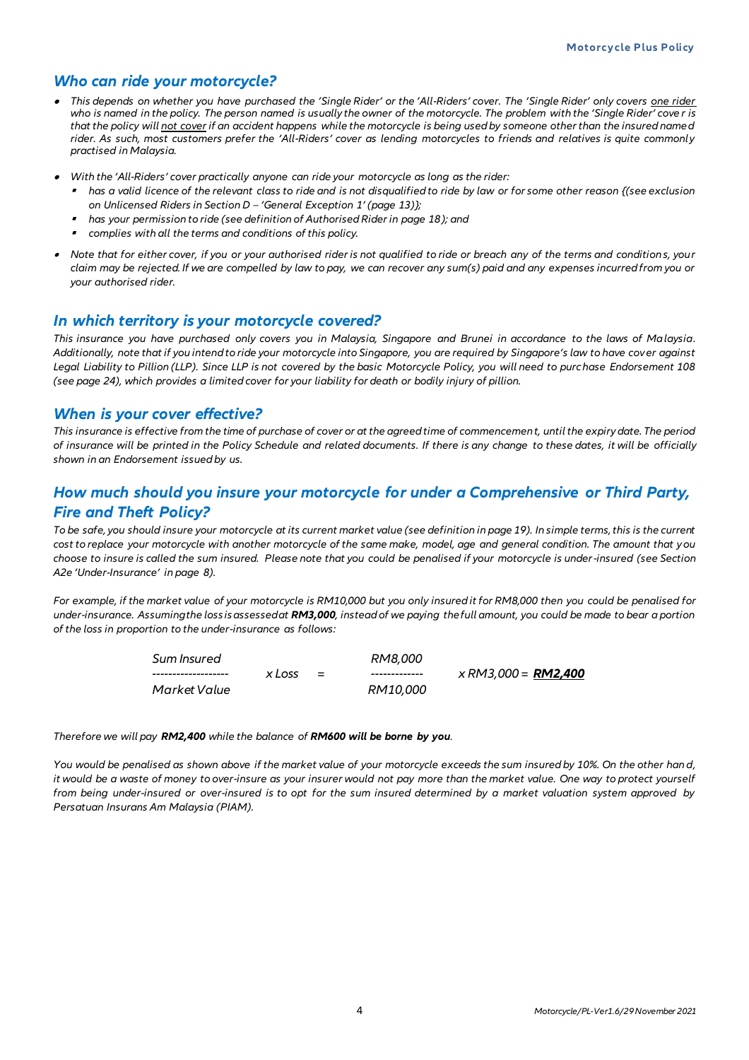## *Who can ride your motorcycle?*

- *This depends on whether you have purchased the 'Single Rider' or the 'All-Riders' cover. The 'Single Rider' only covers one rider who is named in the policy. The person named is usually the owner of the motorcycle. The problem with the 'Single Rider' cover is that the policy will not cover if an accident happens while the motorcycle is being used by someone other than the insured named rider. As such, most customers prefer the 'All-Riders' cover as lending motorcycles to friends and relatives is quite commonly practised in Malaysia.*
- *With the 'All-Riders' cover practically anyone can ride your motorcycle as long as the rider:*
  - *has a valid licence of the relevant class to ride and is not disqualified to ride by law or for some other reason {(see exclusion on Unlicensed Riders in Section D – 'General Exception 1' (page 13)};*
  - *has your permission to ride (see definition of Authorised Rider in page 18); and*
  - *complies with all the terms and conditions of this policy.*
- *Note that for either cover, if you or your authorised rider is not qualified to ride or breach any of the terms and conditions, your claim may be rejected. If we are compelled by law to pay, we can recover any sum(s) paid and any expenses incurred from you or your authorised rider.*

## *In which territory is your motorcycle covered?*

*This insurance you have purchased only covers you in Malaysia, Singapore and Brunei in accordance to the laws of Malaysia. Additionally, note that if you intend to ride your motorcycle into Singapore, you are required by Singapore's law to have cover against Legal Liability to Pillion (LLP). Since LLP is not covered by the basic Motorcycle Policy, you will need to purchase Endorsement 108 (see page 24), which provides a limited cover for your liability for death or bodily injury of pillion.*

## *When is your cover effective?*

*This insurance is effective from the time of purchase of cover or at the agreed time of commencement, until the expiry date. The period of insurance will be printed in the Policy Schedule and related documents. If there is any change to these dates, it will be officially shown in an Endorsement issued by us.*

## *How much should you insure your motorcycle for under a Comprehensive or Third Party, Fire and Theft Policy?*

*To be safe, you should insure your motorcycle at its current market value (see definition in page 19). In simple terms, this is the current cost to replace your motorcycle with another motorcycle of the same make, model, age and general condition. The amount that you choose to insure is called the sum insured. Please note that you could be penalised if your motorcycle is under-insured (see Section A2e 'Under-Insurance' in page 8).*

*For example, if the market value of your motorcycle is RM10,000 but you only insured it for RM8,000 then you could be penalised for under-insurance. Assuming the loss is assessed at* ***RM3,000****, instead of we paying the full amount, you could be made to bear a portion of the loss in proportion to the under-insurance as follows:*

$$\frac{\text{Sum Insured}}{\text{Market Value}} \times \text{Loss} = \frac{\text{RM8,000}}{\text{RM10,000}} \times \text{RM3,000} = \textbf{RM2,400}$$

*Therefore we will pay* ***RM2,400*** *while the balance of* ***RM600 will be borne by you****.*

*You would be penalised as shown above if the market value of your motorcycle exceeds the sum insured by 10%. On the other hand, it would be a waste of money to over-insure as your insurer would not pay more than the market value. One way to protect yourself from being under-insured or over-insured is to opt for the sum insured determined by a market valuation system approved by Persatuan Insurans Am Malaysia (PIAM).*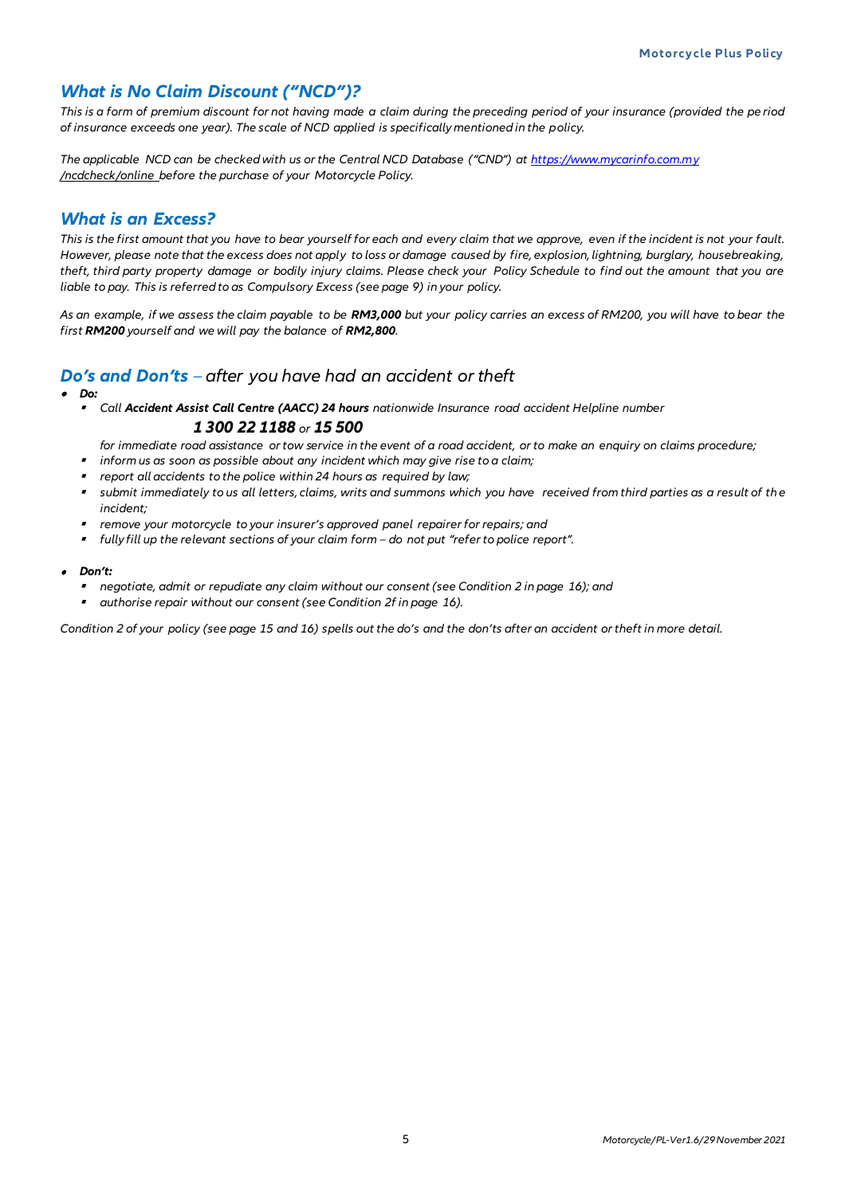## *What is No Claim Discount ("NCD")?*

*This is a form of premium discount for not having made a claim during the preceding period of your insurance (provided the period of insurance exceeds one year). The scale of NCD applied is specifically mentioned in the policy.*

*The applicable NCD can be checked with us or the Central NCD Database ("CND") at [https://www.mycarinfo.com.my/ncdcheck/online](https://www.mycarinfo.com.my/ncdcheck/online) before the purchase of your Motorcycle Policy.*

## *What is an Excess?*

*This is the first amount that you have to bear yourself for each and every claim that we approve, even if the incident is not your fault. However, please note that the excess does not apply to loss or damage caused by fire, explosion, lightning, burglary, housebreaking, theft, third party property damage or bodily injury claims. Please check your Policy Schedule to find out the amount that you are liable to pay. This is referred to as Compulsory Excess (see page 9) in your policy.*

*As an example, if we assess the claim payable to be **RM3,000** but your policy carries an excess of RM200, you will have to bear the first **RM200** yourself and we will pay the balance of **RM2,800**.*

## *Do's and Don'ts – after you have had an accident or theft*

- ***Do:***
  - *Call **Accident Assist Call Centre (AACC) 24 hours** nationwide Insurance road accident Helpline number*

    ***1 300 22 1188** or **15 500***

    *for immediate road assistance or tow service in the event of a road accident, or to make an enquiry on claims procedure;*
  - *inform us as soon as possible about any incident which may give rise to a claim;*
  - *report all accidents to the police within 24 hours as required by law;*
  - *submit immediately to us all letters, claims, writs and summons which you have received from third parties as a result of the incident;*
  - *remove your motorcycle to your insurer's approved panel repairer for repairs; and*
  - *fully fill up the relevant sections of your claim form – do not put "refer to police report".*

- ***Don't:***
  - *negotiate, admit or repudiate any claim without our consent (see Condition 2 in page 16); and*
  - *authorise repair without our consent (see Condition 2f in page 16).*

*Condition 2 of your policy (see page 15 and 16) spells out the do's and the don'ts after an accident or theft in more detail.*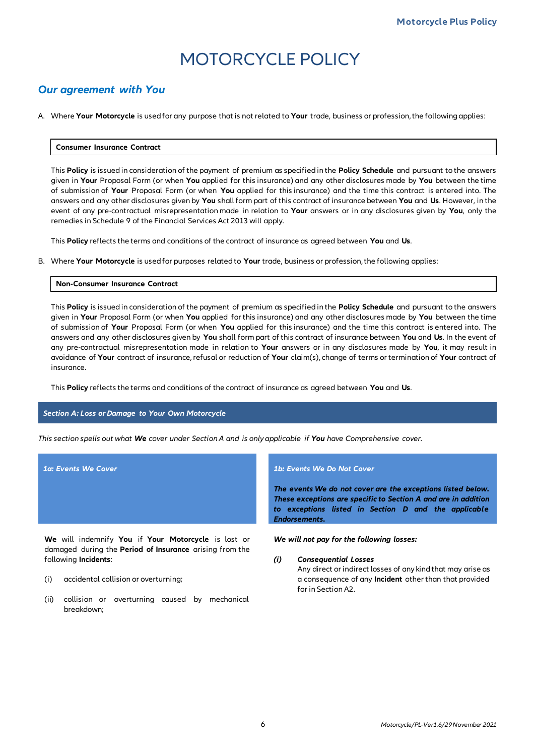# MOTORCYCLE POLICY

## *Our agreement with You*

A. Where **Your Motorcycle** is used for any purpose that is not related to **Your** trade, business or profession, the following applies:

**Consumer Insurance Contract**

This **Policy** is issued in consideration of the payment of premium as specified in the **Policy Schedule** and pursuant to the answers given in **Your** Proposal Form (or when **You** applied for this insurance) and any other disclosures made by **You** between the time of submission of **Your** Proposal Form (or when **You** applied for this insurance) and the time this contract is entered into. The answers and any other disclosures given by **You** shall form part of this contract of insurance between **You** and **Us**. However, in the event of any pre-contractual misrepresentation made in relation to **Your** answers or in any disclosures given by **You**, only the remedies in Schedule 9 of the Financial Services Act 2013 will apply.

This **Policy** reflects the terms and conditions of the contract of insurance as agreed between **You** and **Us**.

B. Where **Your Motorcycle** is used for purposes related to **Your** trade, business or profession, the following applies:

**Non-Consumer Insurance Contract**

This **Policy** is issued in consideration of the payment of premium as specified in the **Policy Schedule** and pursuant to the answers given in **Your** Proposal Form (or when **You** applied for this insurance) and any other disclosures made by **You** between the time of submission of **Your** Proposal Form (or when **You** applied for this insurance) and the time this contract is entered into. The answers and any other disclosures given by **You** shall form part of this contract of insurance between **You** and **Us**. In the event of any pre-contractual misrepresentation made in relation to **Your** answers or in any disclosures made by **You**, it may result in avoidance of **Your** contract of insurance, refusal or reduction of **Your** claim(s), change of terms or termination of **Your** contract of insurance.

This **Policy** reflects the terms and conditions of the contract of insurance as agreed between **You** and **Us**.

### *Section A: Loss or Damage to Your Own Motorcycle*

*This section spells out what **We** cover under Section A and is only applicable if **You** have Comprehensive cover.*

#### *1a: Events We Cover*

**We** will indemnify **You** if **Your Motorcycle** is lost or damaged during the **Period of Insurance** arising from the following **Incidents**:

(i) accidental collision or overturning;

(ii) collision or overturning caused by mechanical breakdown;

#### *1b: Events We Do Not Cover*

***The events We do not cover are the exceptions listed below. These exceptions are specific to Section A and are in addition to exceptions listed in Section D and the applicable Endorsements.***

***We will not pay for the following losses:***

***(i) Consequential Losses***
Any direct or indirect losses of any kind that may arise as a consequence of any **Incident** other than that provided for in Section A2.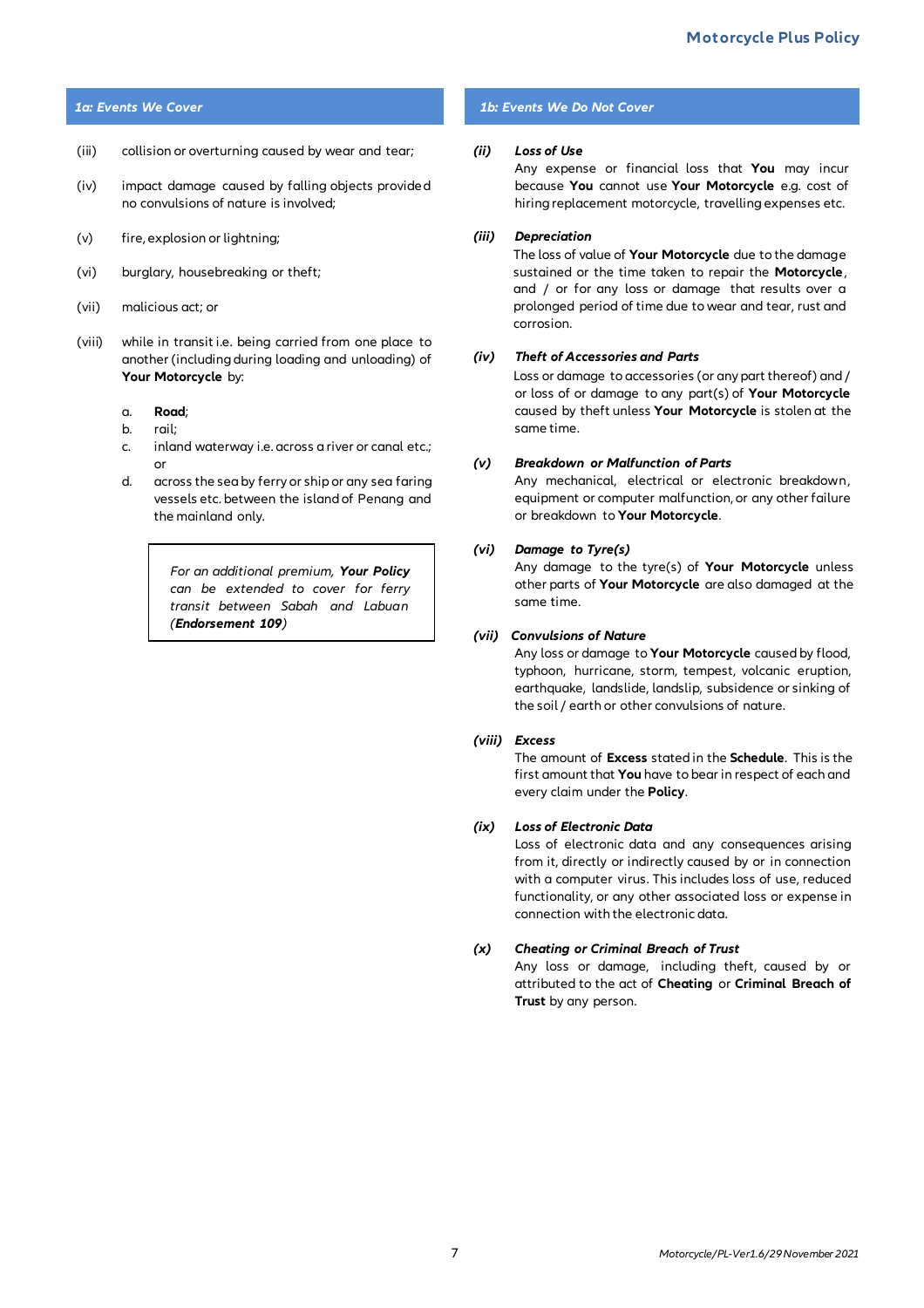## 1a: Events We Cover

(iii) collision or overturning caused by wear and tear;

(iv) impact damage caused by falling objects provided no convulsions of nature is involved;

(v) fire, explosion or lightning;

(vi) burglary, housebreaking or theft;

(vii) malicious act; or

(viii) while in transit i.e. being carried from one place to another (including during loading and unloading) of **Your Motorcycle** by:

a. **Road**;
b. rail;
c. inland waterway i.e. across a river or canal etc.; or
d. across the sea by ferry or ship or any sea faring vessels etc. between the island of Penang and the mainland only.

> *For an additional premium, **Your Policy** can be extended to cover for ferry transit between Sabah and Labuan (**Endorsement 109**)*

## 1b: Events We Do Not Cover

***(ii) Loss of Use***
Any expense or financial loss that **You** may incur because **You** cannot use **Your Motorcycle** e.g. cost of hiring replacement motorcycle, travelling expenses etc.

***(iii) Depreciation***
The loss of value of **Your Motorcycle** due to the damage sustained or the time taken to repair the **Motorcycle**, and / or for any loss or damage that results over a prolonged period of time due to wear and tear, rust and corrosion.

***(iv) Theft of Accessories and Parts***
Loss or damage to accessories (or any part thereof) and / or loss of or damage to any part(s) of **Your Motorcycle** caused by theft unless **Your Motorcycle** is stolen at the same time.

***(v) Breakdown or Malfunction of Parts***
Any mechanical, electrical or electronic breakdown, equipment or computer malfunction, or any other failure or breakdown to **Your Motorcycle**.

***(vi) Damage to Tyre(s)***
Any damage to the tyre(s) of **Your Motorcycle** unless other parts of **Your Motorcycle** are also damaged at the same time.

***(vii) Convulsions of Nature***
Any loss or damage to **Your Motorcycle** caused by flood, typhoon, hurricane, storm, tempest, volcanic eruption, earthquake, landslide, landslip, subsidence or sinking of the soil / earth or other convulsions of nature.

***(viii) Excess***
The amount of **Excess** stated in the **Schedule**. This is the first amount that **You** have to bear in respect of each and every claim under the **Policy**.

***(ix) Loss of Electronic Data***
Loss of electronic data and any consequences arising from it, directly or indirectly caused by or in connection with a computer virus. This includes loss of use, reduced functionality, or any other associated loss or expense in connection with the electronic data.

***(x) Cheating or Criminal Breach of Trust***
Any loss or damage, including theft, caused by or attributed to the act of **Cheating** or **Criminal Breach of Trust** by any person.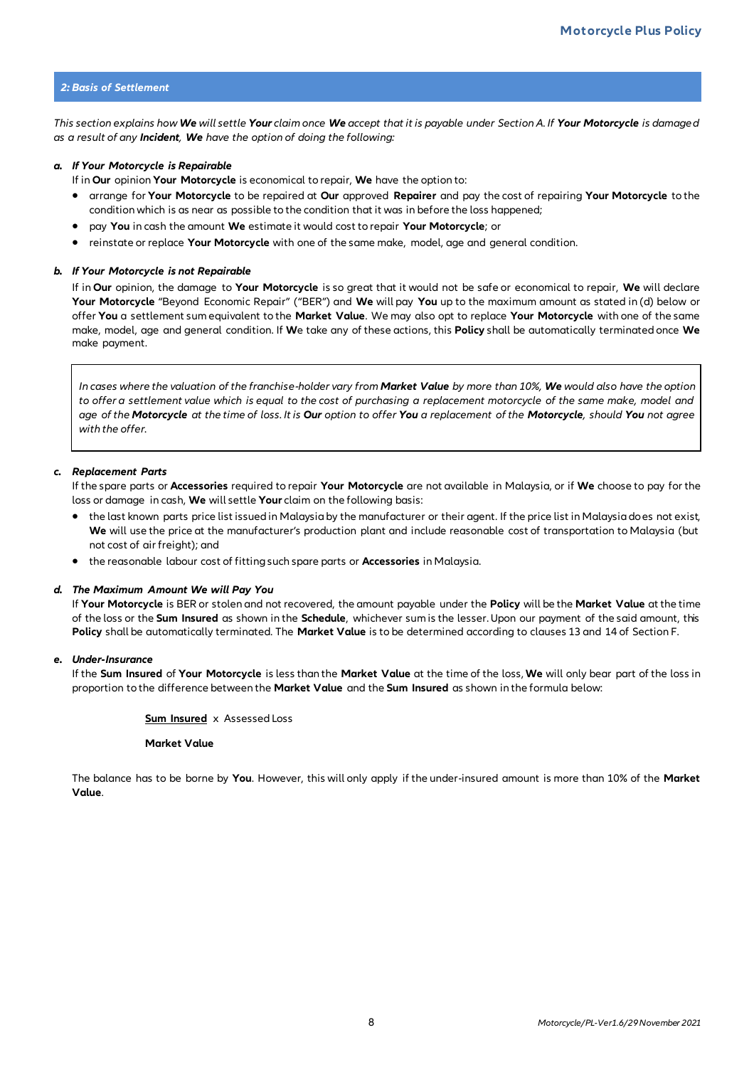## *2: Basis of Settlement*

*This section explains how **We** will settle **Your** claim once **We** accept that it is payable under Section A. If **Your Motorcycle** is damaged as a result of any **Incident**, **We** have the option of doing the following:*

**a. *If Your Motorcycle is Repairable***

If in **Our** opinion **Your Motorcycle** is economical to repair, **We** have the option to:

- arrange for **Your Motorcycle** to be repaired at **Our** approved **Repairer** and pay the cost of repairing **Your Motorcycle** to the condition which is as near as possible to the condition that it was in before the loss happened;
- pay **You** in cash the amount **We** estimate it would cost to repair **Your Motorcycle**; or
- reinstate or replace **Your Motorcycle** with one of the same make, model, age and general condition.

**b. *If Your Motorcycle is not Repairable***

If in **Our** opinion, the damage to **Your Motorcycle** is so great that it would not be safe or economical to repair, **We** will declare **Your Motorcycle** "Beyond Economic Repair" ("BER") and **We** will pay **You** up to the maximum amount as stated in (d) below or offer **You** a settlement sum equivalent to the **Market Value**. We may also opt to replace **Your Motorcycle** with one of the same make, model, age and general condition. If **We** take any of these actions, this **Policy** shall be automatically terminated once **We** make payment.

> *In cases where the valuation of the franchise-holder vary from **Market Value** by more than 10%, **We** would also have the option to offer a settlement value which is equal to the cost of purchasing a replacement motorcycle of the same make, model and age of the **Motorcycle** at the time of loss. It is **Our** option to offer **You** a replacement of the **Motorcycle**, should **You** not agree with the offer.*

**c. *Replacement Parts***

If the spare parts or **Accessories** required to repair **Your Motorcycle** are not available in Malaysia, or if **We** choose to pay for the loss or damage in cash, **We** will settle **Your** claim on the following basis:

- the last known parts price list issued in Malaysia by the manufacturer or their agent. If the price list in Malaysia does not exist, **We** will use the price at the manufacturer's production plant and include reasonable cost of transportation to Malaysia (but not cost of air freight); and
- the reasonable labour cost of fitting such spare parts or **Accessories** in Malaysia.

**d. *The Maximum Amount We will Pay You***

If **Your Motorcycle** is BER or stolen and not recovered, the amount payable under the **Policy** will be the **Market Value** at the time of the loss or the **Sum Insured** as shown in the **Schedule**, whichever sum is the lesser. Upon our payment of the said amount, this **Policy** shall be automatically terminated. The **Market Value** is to be determined according to clauses 13 and 14 of Section F.

**e. *Under-Insurance***

If the **Sum Insured** of **Your Motorcycle** is less than the **Market Value** at the time of the loss, **We** will only bear part of the loss in proportion to the difference between the **Market Value** and the **Sum Insured** as shown in the formula below:

$$\frac{\textbf{Sum Insured}}{\textbf{Market Value}} \times \text{Assessed Loss}$$

The balance has to be borne by **You**. However, this will only apply if the under-insured amount is more than 10% of the **Market Value**.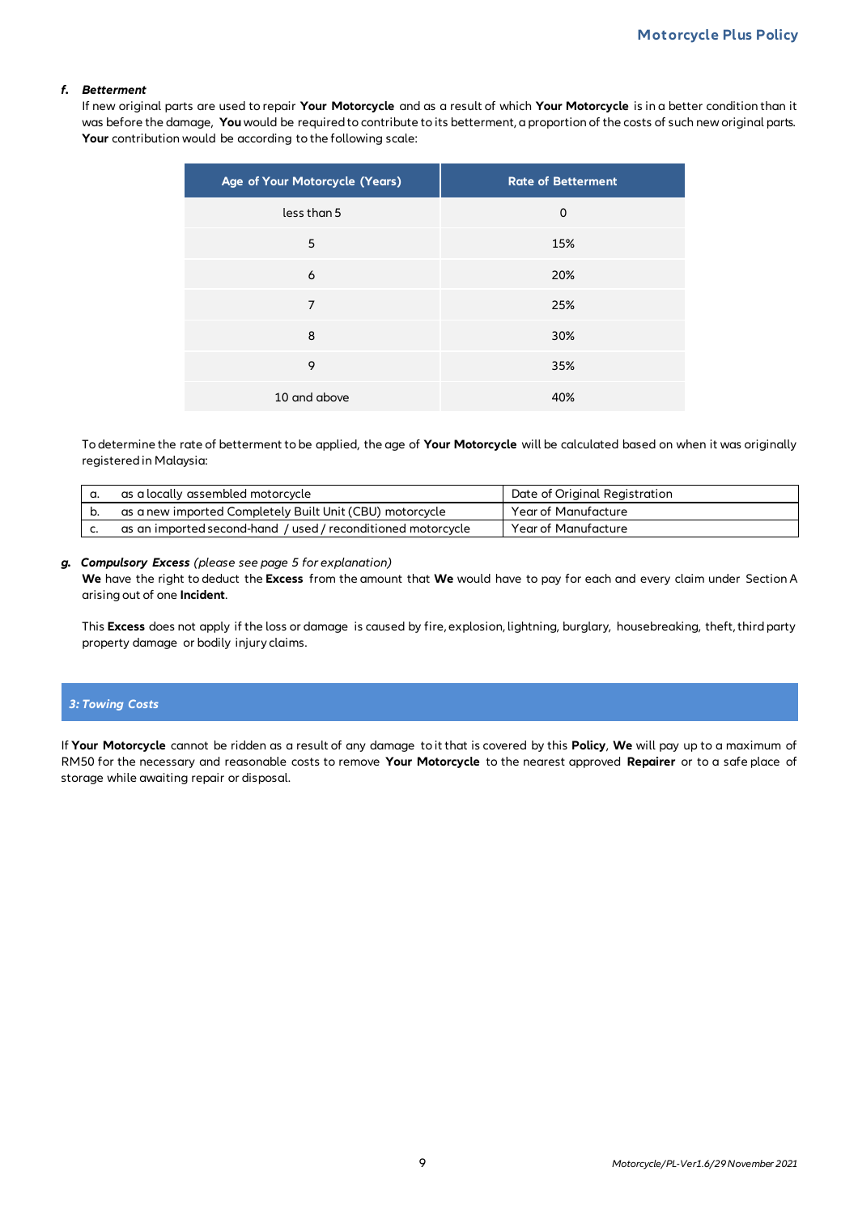#### *f. Betterment*

If new original parts are used to repair **Your Motorcycle** and as a result of which **Your Motorcycle** is in a better condition than it was before the damage, **You** would be required to contribute to its betterment, a proportion of the costs of such new original parts. **Your** contribution would be according to the following scale:

| Age of Your Motorcycle (Years) | Rate of Betterment |
|---|---|
| less than 5 | 0 |
| 5 | 15% |
| 6 | 20% |
| 7 | 25% |
| 8 | 30% |
| 9 | 35% |
| 10 and above | 40% |

To determine the rate of betterment to be applied, the age of **Your Motorcycle** will be calculated based on when it was originally registered in Malaysia:

| | | |
|---|---|---|
| a. | as a locally assembled motorcycle | Date of Original Registration |
| b. | as a new imported Completely Built Unit (CBU) motorcycle | Year of Manufacture |
| c. | as an imported second-hand / used / reconditioned motorcycle | Year of Manufacture |

#### *g. Compulsory Excess* *(please see page 5 for explanation)*

**We** have the right to deduct the **Excess** from the amount that **We** would have to pay for each and every claim under Section A arising out of one **Incident**.

This **Excess** does not apply if the loss or damage is caused by fire, explosion, lightning, burglary, housebreaking, theft, third party property damage or bodily injury claims.

### *3: Towing Costs*

If **Your Motorcycle** cannot be ridden as a result of any damage to it that is covered by this **Policy**, **We** will pay up to a maximum of RM50 for the necessary and reasonable costs to remove **Your Motorcycle** to the nearest approved **Repairer** or to a safe place of storage while awaiting repair or disposal.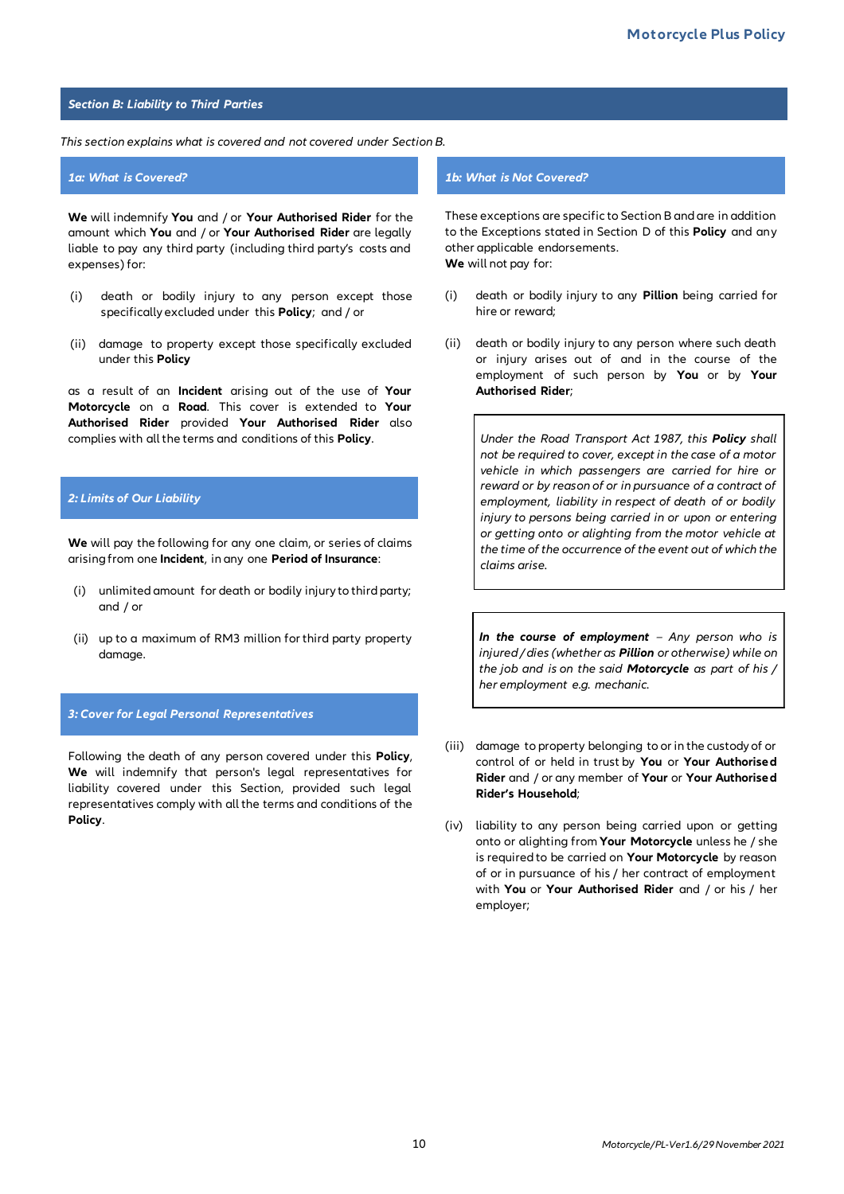## Section B: Liability to Third Parties

*This section explains what is covered and not covered under Section B.*

### 1a: What is Covered?

**We** will indemnify **You** and / or **Your Authorised Rider** for the amount which **You** and / or **Your Authorised Rider** are legally liable to pay any third party (including third party's costs and expenses) for:

(i) death or bodily injury to any person except those specifically excluded under this **Policy**; and / or

(ii) damage to property except those specifically excluded under this **Policy**

as a result of an **Incident** arising out of the use of **Your Motorcycle** on a **Road**. This cover is extended to **Your Authorised Rider** provided **Your Authorised Rider** also complies with all the terms and conditions of this **Policy**.

### 2: Limits of Our Liability

**We** will pay the following for any one claim, or series of claims arising from one **Incident**, in any one **Period of Insurance**:

(i) unlimited amount for death or bodily injury to third party; and / or

(ii) up to a maximum of RM3 million for third party property damage.

### 3: Cover for Legal Personal Representatives

Following the death of any person covered under this **Policy**, **We** will indemnify that person's legal representatives for liability covered under this Section, provided such legal representatives comply with all the terms and conditions of the **Policy**.

### 1b: What is Not Covered?

These exceptions are specific to Section B and are in addition to the Exceptions stated in Section D of this **Policy** and any other applicable endorsements.
**We** will not pay for:

(i) death or bodily injury to any **Pillion** being carried for hire or reward;

(ii) death or bodily injury to any person where such death or injury arises out of and in the course of the employment of such person by **You** or by **Your Authorised Rider**;

> *Under the Road Transport Act 1987, this **Policy** shall not be required to cover, except in the case of a motor vehicle in which passengers are carried for hire or reward or by reason of or in pursuance of a contract of employment, liability in respect of death of or bodily injury to persons being carried in or upon or entering or getting onto or alighting from the motor vehicle at the time of the occurrence of the event out of which the claims arise.*

> ***In the course of employment** – Any person who is injured / dies (whether as **Pillion** or otherwise) while on the job and is on the said **Motorcycle** as part of his / her employment e.g. mechanic.*

(iii) damage to property belonging to or in the custody of or control of or held in trust by **You** or **Your Authorised Rider** and / or any member of **Your** or **Your Authorised Rider's Household**;

(iv) liability to any person being carried upon or getting onto or alighting from **Your Motorcycle** unless he / she is required to be carried on **Your Motorcycle** by reason of or in pursuance of his / her contract of employment with **You** or **Your Authorised Rider** and / or his / her employer;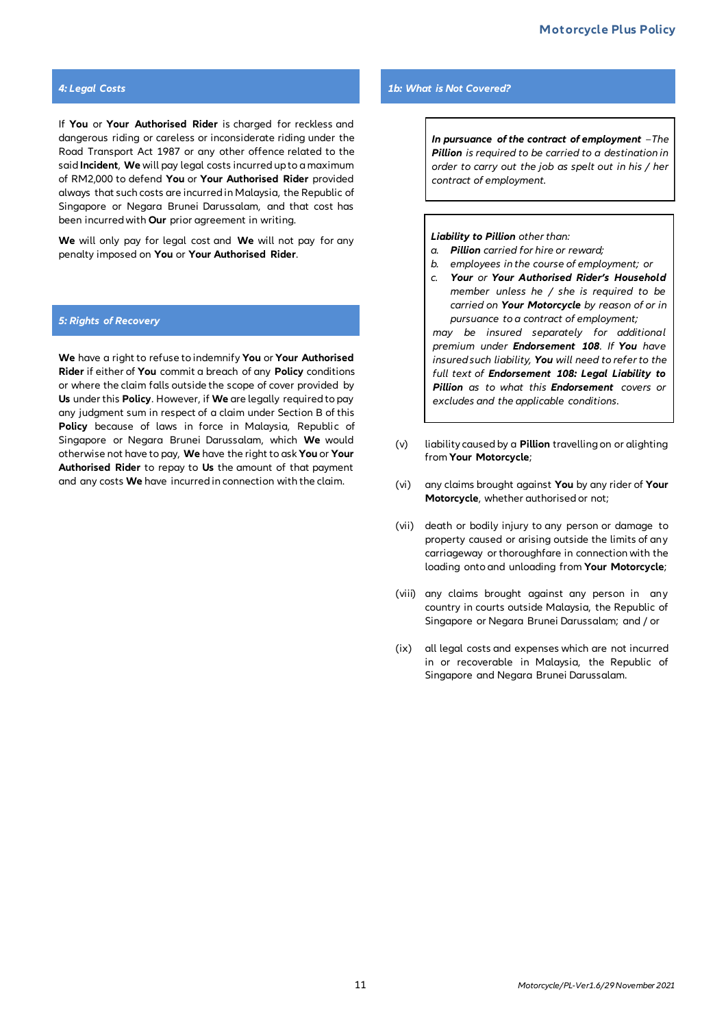### *4: Legal Costs*

If **You** or **Your Authorised Rider** is charged for reckless and dangerous riding or careless or inconsiderate riding under the Road Transport Act 1987 or any other offence related to the said **Incident**, **We** will pay legal costs incurred up to a maximum of RM2,000 to defend **You** or **Your Authorised Rider** provided always that such costs are incurred in Malaysia, the Republic of Singapore or Negara Brunei Darussalam, and that cost has been incurred with **Our** prior agreement in writing.

**We** will only pay for legal cost and **We** will not pay for any penalty imposed on **You** or **Your Authorised Rider**.

### *5: Rights of Recovery*

**We** have a right to refuse to indemnify **You** or **Your Authorised Rider** if either of **You** commit a breach of any **Policy** conditions or where the claim falls outside the scope of cover provided by **Us** under this **Policy**. However, if **We** are legally required to pay any judgment sum in respect of a claim under Section B of this **Policy** because of laws in force in Malaysia, Republic of Singapore or Negara Brunei Darussalam, which **We** would otherwise not have to pay, **We** have the right to ask **You** or **Your Authorised Rider** to repay to **Us** the amount of that payment and any costs **We** have incurred in connection with the claim.

### *1b: What is Not Covered?*

> ***In pursuance of the contract of employment*** *– The* ***Pillion*** *is required to be carried to a destination in order to carry out the job as spelt out in his / her contract of employment.*

> ***Liability to Pillion*** *other than:*
>
> *a. **Pillion** carried for hire or reward;*
>
> *b. employees in the course of employment; or*
>
> *c. **Your** or **Your Authorised Rider's Household** member unless he / she is required to be carried on **Your Motorcycle** by reason of or in pursuance to a contract of employment;*
>
> *may be insured separately for additional premium under **Endorsement 108**. If **You** have insured such liability, **You** will need to refer to the full text of **Endorsement 108: Legal Liability to Pillion** as to what this **Endorsement** covers or excludes and the applicable conditions.*

(v) liability caused by a **Pillion** travelling on or alighting from **Your Motorcycle**;

(vi) any claims brought against **You** by any rider of **Your Motorcycle**, whether authorised or not;

(vii) death or bodily injury to any person or damage to property caused or arising outside the limits of any carriageway or thoroughfare in connection with the loading onto and unloading from **Your Motorcycle**;

(viii) any claims brought against any person in any country in courts outside Malaysia, the Republic of Singapore or Negara Brunei Darussalam; and / or

(ix) all legal costs and expenses which are not incurred in or recoverable in Malaysia, the Republic of Singapore and Negara Brunei Darussalam.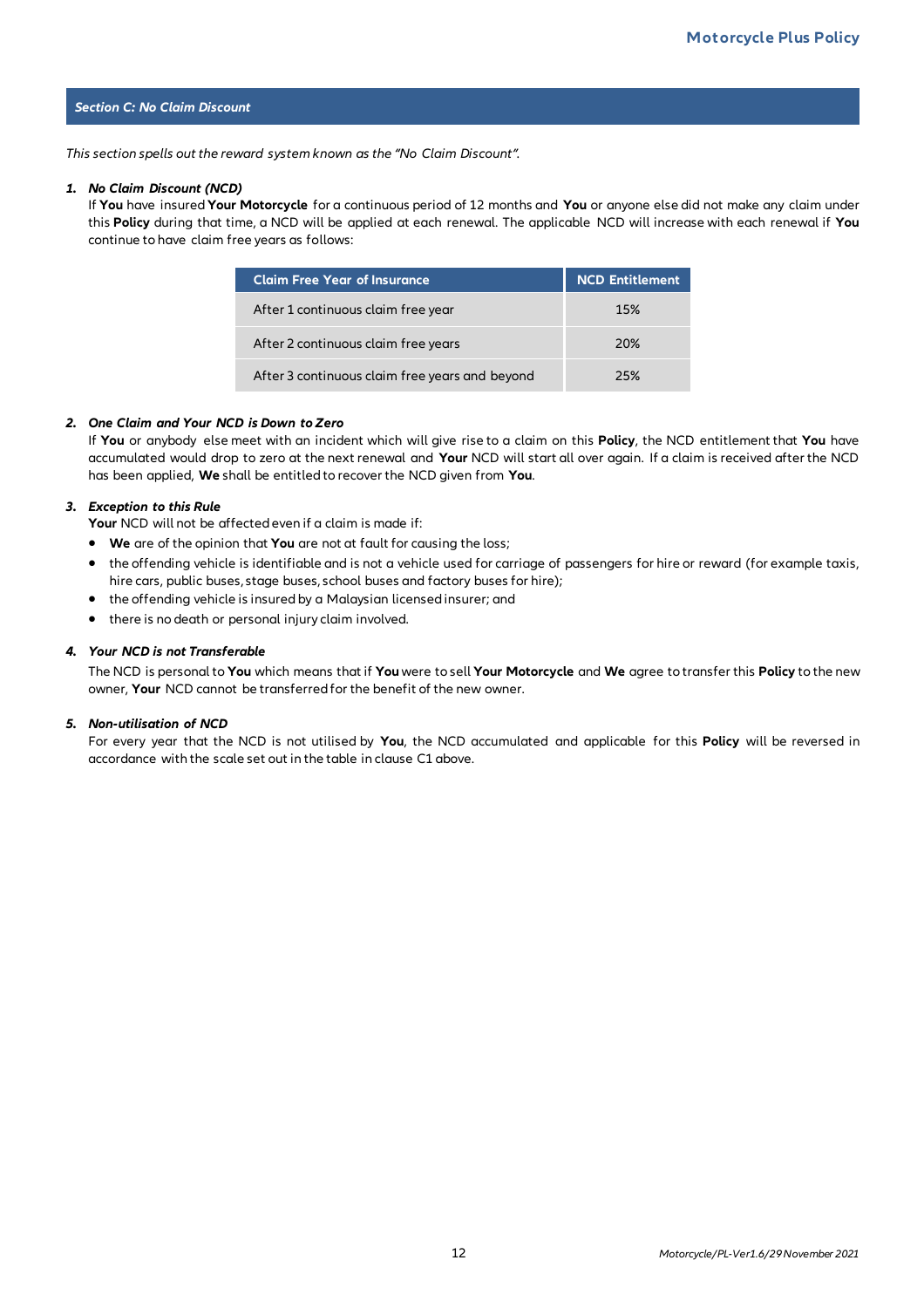## *Section C: No Claim Discount*

*This section spells out the reward system known as the "No Claim Discount".*

1. ***No Claim Discount (NCD)***

   If **You** have insured **Your Motorcycle** for a continuous period of 12 months and **You** or anyone else did not make any claim under this **Policy** during that time, a NCD will be applied at each renewal. The applicable NCD will increase with each renewal if **You** continue to have claim free years as follows:

| Claim Free Year of Insurance | NCD Entitlement |
|---|---|
| After 1 continuous claim free year | 15% |
| After 2 continuous claim free years | 20% |
| After 3 continuous claim free years and beyond | 25% |

2. ***One Claim and Your NCD is Down to Zero***

   If **You** or anybody else meet with an incident which will give rise to a claim on this **Policy**, the NCD entitlement that **You** have accumulated would drop to zero at the next renewal and **Your** NCD will start all over again. If a claim is received after the NCD has been applied, **We** shall be entitled to recover the NCD given from **You**.

3. ***Exception to this Rule***

   **Your** NCD will not be affected even if a claim is made if:

   - **We** are of the opinion that **You** are not at fault for causing the loss;
   - the offending vehicle is identifiable and is not a vehicle used for carriage of passengers for hire or reward (for example taxis, hire cars, public buses, stage buses, school buses and factory buses for hire);
   - the offending vehicle is insured by a Malaysian licensed insurer; and
   - there is no death or personal injury claim involved.

4. ***Your NCD is not Transferable***

   The NCD is personal to **You** which means that if **You** were to sell **Your Motorcycle** and **We** agree to transfer this **Policy** to the new owner, **Your** NCD cannot be transferred for the benefit of the new owner.

5. ***Non-utilisation of NCD***

   For every year that the NCD is not utilised by **You**, the NCD accumulated and applicable for this **Policy** will be reversed in accordance with the scale set out in the table in clause C1 above.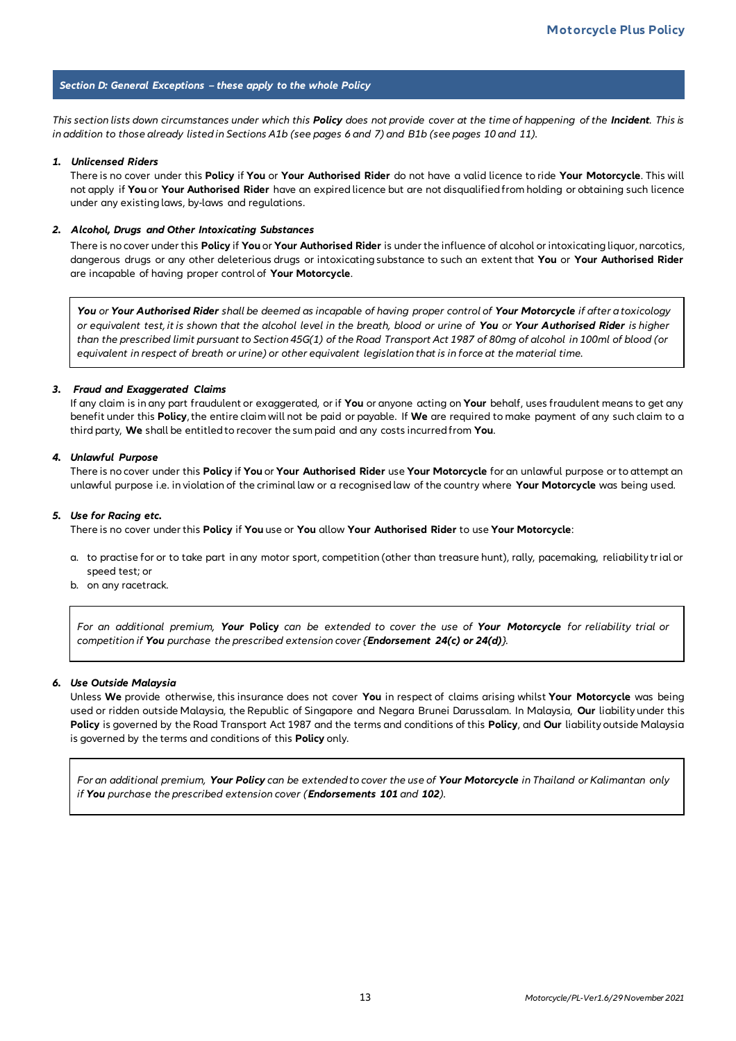## *Section D: General Exceptions – these apply to the whole Policy*

*This section lists down circumstances under which this **Policy** does not provide cover at the time of happening of the **Incident**. This is in addition to those already listed in Sections A1b (see pages 6 and 7) and B1b (see pages 10 and 11).*

### *1. Unlicensed Riders*

There is no cover under this **Policy** if **You** or **Your Authorised Rider** do not have a valid licence to ride **Your Motorcycle**. This will not apply if **You** or **Your Authorised Rider** have an expired licence but are not disqualified from holding or obtaining such licence under any existing laws, by-laws and regulations.

### *2. Alcohol, Drugs and Other Intoxicating Substances*

There is no cover under this **Policy** if **You** or **Your Authorised Rider** is under the influence of alcohol or intoxicating liquor, narcotics, dangerous drugs or any other deleterious drugs or intoxicating substance to such an extent that **You** or **Your Authorised Rider** are incapable of having proper control of **Your Motorcycle**.

> ***You** or **Your Authorised Rider** shall be deemed as incapable of having proper control of **Your Motorcycle** if after a toxicology or equivalent test, it is shown that the alcohol level in the breath, blood or urine of **You** or **Your Authorised Rider** is higher than the prescribed limit pursuant to Section 45G(1) of the Road Transport Act 1987 of 80mg of alcohol in 100ml of blood (or equivalent in respect of breath or urine) or other equivalent legislation that is in force at the material time.*

### *3. Fraud and Exaggerated Claims*

If any claim is in any part fraudulent or exaggerated, or if **You** or anyone acting on **Your** behalf, uses fraudulent means to get any benefit under this **Policy**, the entire claim will not be paid or payable. If **We** are required to make payment of any such claim to a third party, **We** shall be entitled to recover the sum paid and any costs incurred from **You**.

### *4. Unlawful Purpose*

There is no cover under this **Policy** if **You** or **Your Authorised Rider** use **Your Motorcycle** for an unlawful purpose or to attempt an unlawful purpose i.e. in violation of the criminal law or a recognised law of the country where **Your Motorcycle** was being used.

### *5. Use for Racing etc.*

There is no cover under this **Policy** if **You** use or **You** allow **Your Authorised Rider** to use **Your Motorcycle**:

a. to practise for or to take part in any motor sport, competition (other than treasure hunt), rally, pacemaking, reliability trial or speed test; or
b. on any racetrack.

> *For an additional premium, **Your Policy** can be extended to cover the use of **Your Motorcycle** for reliability trial or competition if **You** purchase the prescribed extension cover {**Endorsement 24(c) or 24(d)**}.*

### *6. Use Outside Malaysia*

Unless **We** provide otherwise, this insurance does not cover **You** in respect of claims arising whilst **Your Motorcycle** was being used or ridden outside Malaysia, the Republic of Singapore and Negara Brunei Darussalam. In Malaysia, **Our** liability under this **Policy** is governed by the Road Transport Act 1987 and the terms and conditions of this **Policy**, and **Our** liability outside Malaysia is governed by the terms and conditions of this **Policy** only.

> *For an additional premium, **Your Policy** can be extended to cover the use of **Your Motorcycle** in Thailand or Kalimantan only if **You** purchase the prescribed extension cover (**Endorsements 101** and **102**).*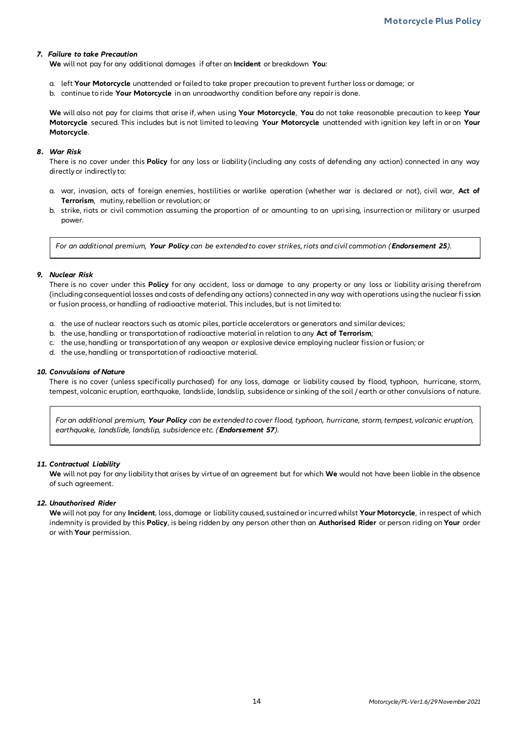### *7. Failure to take Precaution*

**We** will not pay for any additional damages if after an **Incident** or breakdown **You**:

a. left **Your Motorcycle** unattended or failed to take proper precaution to prevent further loss or damage; or
b. continue to ride **Your Motorcycle** in an unroadworthy condition before any repair is done.

**We** will also not pay for claims that arise if, when using **Your Motorcycle**, **You** do not take reasonable precaution to keep **Your Motorcycle** secured. This includes but is not limited to leaving **Your Motorcycle** unattended with ignition key left in or on **Your Motorcycle**.

### *8. War Risk*

There is no cover under this **Policy** for any loss or liability (including any costs of defending any action) connected in any way directly or indirectly to:

a. war, invasion, acts of foreign enemies, hostilities or warlike operation (whether war is declared or not), civil war, **Act of Terrorism**, mutiny, rebellion or revolution; or
b. strike, riots or civil commotion assuming the proportion of or amounting to an uprising, insurrection or military or usurped power.

> *For an additional premium, **Your Policy** can be extended to cover strikes, riots and civil commotion (**Endorsement 25**).*

### *9. Nuclear Risk*

There is no cover under this **Policy** for any accident, loss or damage to any property or any loss or liability arising therefrom (including consequential losses and costs of defending any actions) connected in any way with operations using the nuclear fission or fusion process, or handling of radioactive material. This includes, but is not limited to:

a. the use of nuclear reactors such as atomic piles, particle accelerators or generators and similar devices;
b. the use, handling or transportation of radioactive material in relation to any **Act of Terrorism**;
c. the use, handling or transportation of any weapon or explosive device employing nuclear fission or fusion; or
d. the use, handling or transportation of radioactive material.

### *10. Convulsions of Nature*

There is no cover (unless specifically purchased) for any loss, damage or liability caused by flood, typhoon, hurricane, storm, tempest, volcanic eruption, earthquake, landslide, landslip, subsidence or sinking of the soil / earth or other convulsions of nature.

> *For an additional premium, **Your Policy** can be extended to cover flood, typhoon, hurricane, storm, tempest, volcanic eruption, earthquake, landslide, landslip, subsidence etc. (**Endorsement 57**).*

### *11. Contractual Liability*

**We** will not pay for any liability that arises by virtue of an agreement but for which **We** would not have been liable in the absence of such agreement.

### *12. Unauthorised Rider*

**We** will not pay for any **Incident**, loss, damage or liability caused, sustained or incurred whilst **Your Motorcycle**, in respect of which indemnity is provided by this **Policy**, is being ridden by any person other than an **Authorised Rider** or person riding on **Your** order or with **Your** permission.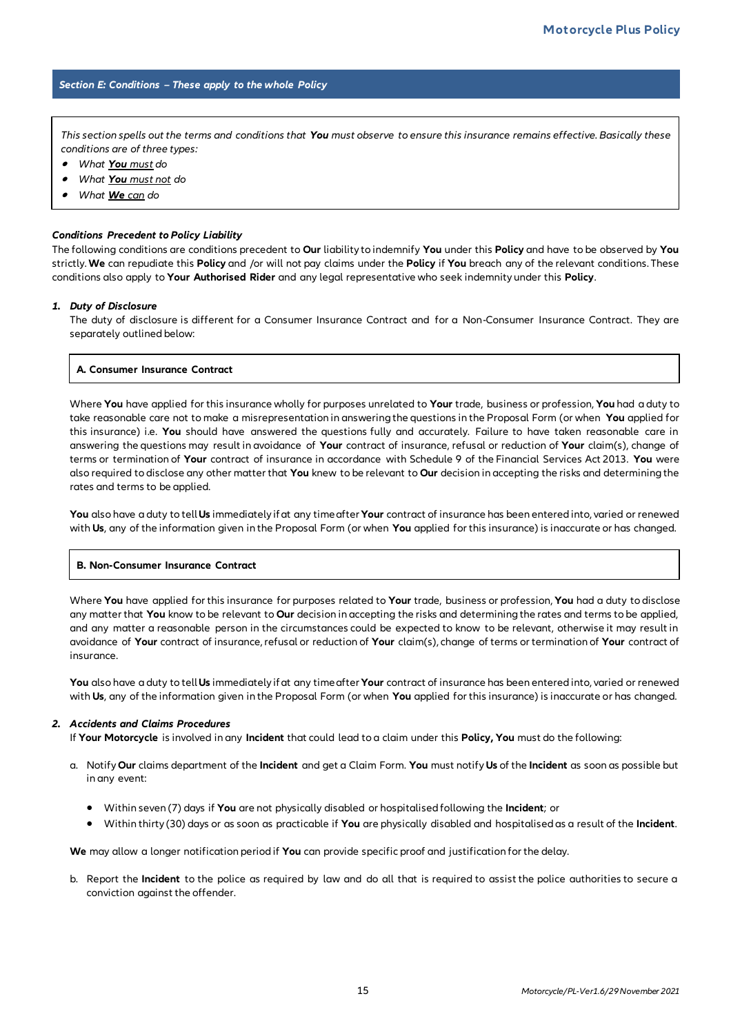## Section E: Conditions – These apply to the whole Policy

*This section spells out the terms and conditions that **You** must observe to ensure this insurance remains effective. Basically these conditions are of three types:*

- *What **You** must do*
- *What **You** must not do*
- *What **We** can do*

### *Conditions Precedent to Policy Liability*

The following conditions are conditions precedent to **Our** liability to indemnify **You** under this **Policy** and have to be observed by **You** strictly. **We** can repudiate this **Policy** and /or will not pay claims under the **Policy** if **You** breach any of the relevant conditions. These conditions also apply to **Your Authorised Rider** and any legal representative who seek indemnity under this **Policy**.

### *1. Duty of Disclosure*

The duty of disclosure is different for a Consumer Insurance Contract and for a Non-Consumer Insurance Contract. They are separately outlined below:

**A. Consumer Insurance Contract**

Where **You** have applied for this insurance wholly for purposes unrelated to **Your** trade, business or profession, **You** had a duty to take reasonable care not to make a misrepresentation in answering the questions in the Proposal Form (or when **You** applied for this insurance) i.e. **You** should have answered the questions fully and accurately. Failure to have taken reasonable care in answering the questions may result in avoidance of **Your** contract of insurance, refusal or reduction of **Your** claim(s), change of terms or termination of **Your** contract of insurance in accordance with Schedule 9 of the Financial Services Act 2013. **You** were also required to disclose any other matter that **You** knew to be relevant to **Our** decision in accepting the risks and determining the rates and terms to be applied.

**You** also have a duty to tell **Us** immediately if at any time after **Your** contract of insurance has been entered into, varied or renewed with **Us**, any of the information given in the Proposal Form (or when **You** applied for this insurance) is inaccurate or has changed.

**B. Non-Consumer Insurance Contract**

Where **You** have applied for this insurance for purposes related to **Your** trade, business or profession, **You** had a duty to disclose any matter that **You** know to be relevant to **Our** decision in accepting the risks and determining the rates and terms to be applied, and any matter a reasonable person in the circumstances could be expected to know to be relevant, otherwise it may result in avoidance of **Your** contract of insurance, refusal or reduction of **Your** claim(s), change of terms or termination of **Your** contract of insurance.

**You** also have a duty to tell **Us** immediately if at any time after **Your** contract of insurance has been entered into, varied or renewed with **Us**, any of the information given in the Proposal Form (or when **You** applied for this insurance) is inaccurate or has changed.

### *2. Accidents and Claims Procedures*

If **Your Motorcycle** is involved in any **Incident** that could lead to a claim under this **Policy, You** must do the following:

a. Notify **Our** claims department of the **Incident** and get a Claim Form. **You** must notify **Us** of the **Incident** as soon as possible but in any event:

- Within seven (7) days if **You** are not physically disabled or hospitalised following the **Incident**; or
- Within thirty (30) days or as soon as practicable if **You** are physically disabled and hospitalised as a result of the **Incident**.

**We** may allow a longer notification period if **You** can provide specific proof and justification for the delay.

b. Report the **Incident** to the police as required by law and do all that is required to assist the police authorities to secure a conviction against the offender.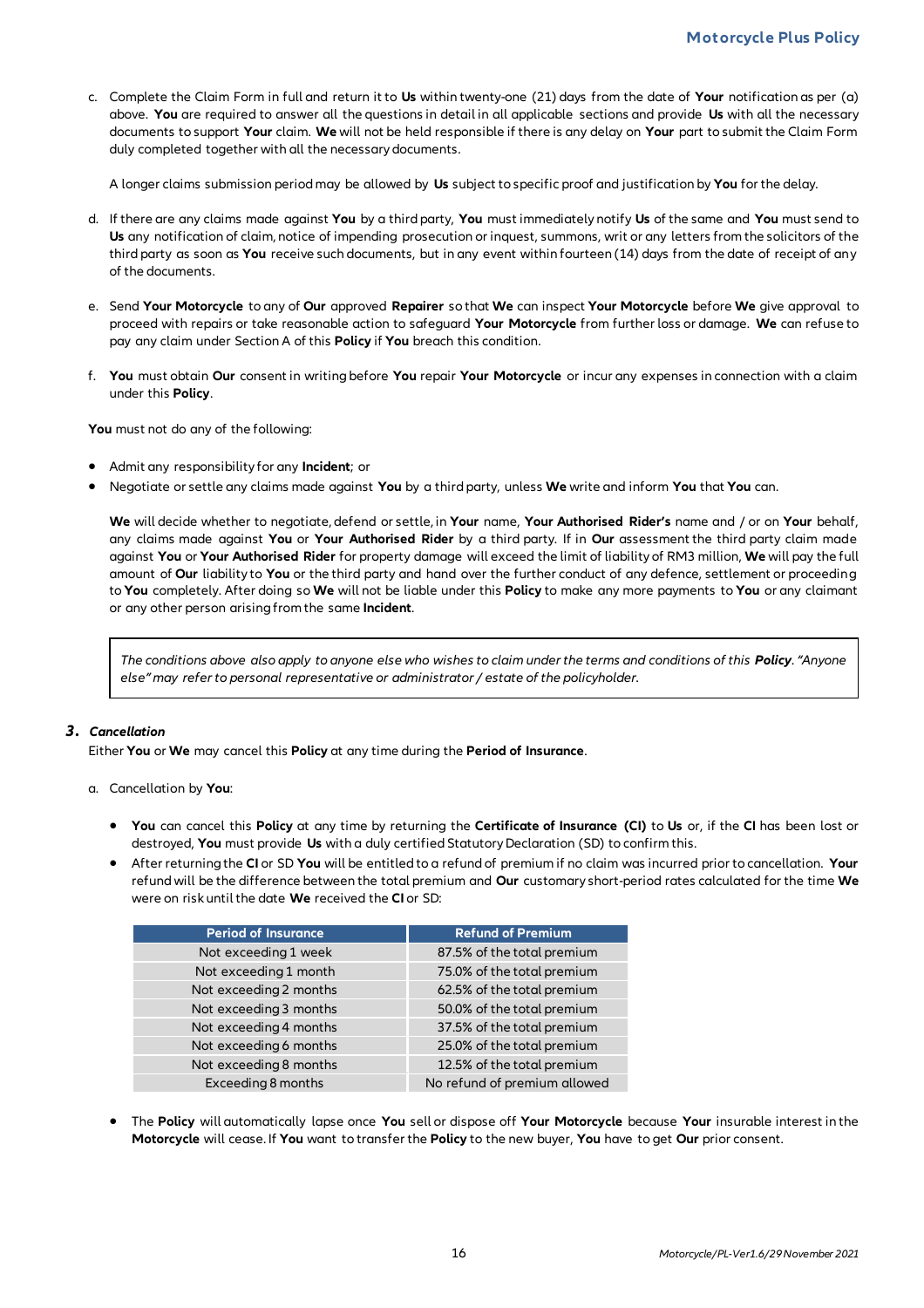c. Complete the Claim Form in full and return it to **Us** within twenty-one (21) days from the date of **Your** notification as per (a) above. **You** are required to answer all the questions in detail in all applicable sections and provide **Us** with all the necessary documents to support **Your** claim. **We** will not be held responsible if there is any delay on **Your** part to submit the Claim Form duly completed together with all the necessary documents.

   A longer claims submission period may be allowed by **Us** subject to specific proof and justification by **You** for the delay.

d. If there are any claims made against **You** by a third party, **You** must immediately notify **Us** of the same and **You** must send to **Us** any notification of claim, notice of impending prosecution or inquest, summons, writ or any letters from the solicitors of the third party as soon as **You** receive such documents, but in any event within fourteen (14) days from the date of receipt of any of the documents.

e. Send **Your Motorcycle** to any of **Our** approved **Repairer** so that **We** can inspect **Your Motorcycle** before **We** give approval to proceed with repairs or take reasonable action to safeguard **Your Motorcycle** from further loss or damage. **We** can refuse to pay any claim under Section A of this **Policy** if **You** breach this condition.

f. **You** must obtain **Our** consent in writing before **You** repair **Your Motorcycle** or incur any expenses in connection with a claim under this **Policy**.

**You** must not do any of the following:

- Admit any responsibility for any **Incident**; or
- Negotiate or settle any claims made against **You** by a third party, unless **We** write and inform **You** that **You** can.

  **We** will decide whether to negotiate, defend or settle, in **Your** name, **Your Authorised Rider's** name and / or on **Your** behalf, any claims made against **You** or **Your Authorised Rider** by a third party. If in **Our** assessment the third party claim made against **You** or **Your Authorised Rider** for property damage will exceed the limit of liability of RM3 million, **We** will pay the full amount of **Our** liability to **You** or the third party and hand over the further conduct of any defence, settlement or proceeding to **You** completely. After doing so **We** will not be liable under this **Policy** to make any more payments to **You** or any claimant or any other person arising from the same **Incident**.

> *The conditions above also apply to anyone else who wishes to claim under the terms and conditions of this **Policy**. "Anyone else" may refer to personal representative or administrator / estate of the policyholder.*

### 3. *Cancellation*

Either **You** or **We** may cancel this **Policy** at any time during the **Period of Insurance**.

a. Cancellation by **You**:

- **You** can cancel this **Policy** at any time by returning the **Certificate of Insurance (CI)** to **Us** or, if the **CI** has been lost or destroyed, **You** must provide **Us** with a duly certified Statutory Declaration (SD) to confirm this.
- After returning the **CI** or SD **You** will be entitled to a refund of premium if no claim was incurred prior to cancellation. **Your** refund will be the difference between the total premium and **Our** customary short-period rates calculated for the time **We** were on risk until the date **We** received the **CI** or SD:

| Period of Insurance | Refund of Premium |
|---|---|
| Not exceeding 1 week | 87.5% of the total premium |
| Not exceeding 1 month | 75.0% of the total premium |
| Not exceeding 2 months | 62.5% of the total premium |
| Not exceeding 3 months | 50.0% of the total premium |
| Not exceeding 4 months | 37.5% of the total premium |
| Not exceeding 6 months | 25.0% of the total premium |
| Not exceeding 8 months | 12.5% of the total premium |
| Exceeding 8 months | No refund of premium allowed |

- The **Policy** will automatically lapse once **You** sell or dispose off **Your Motorcycle** because **Your** insurable interest in the **Motorcycle** will cease. If **You** want to transfer the **Policy** to the new buyer, **You** have to get **Our** prior consent.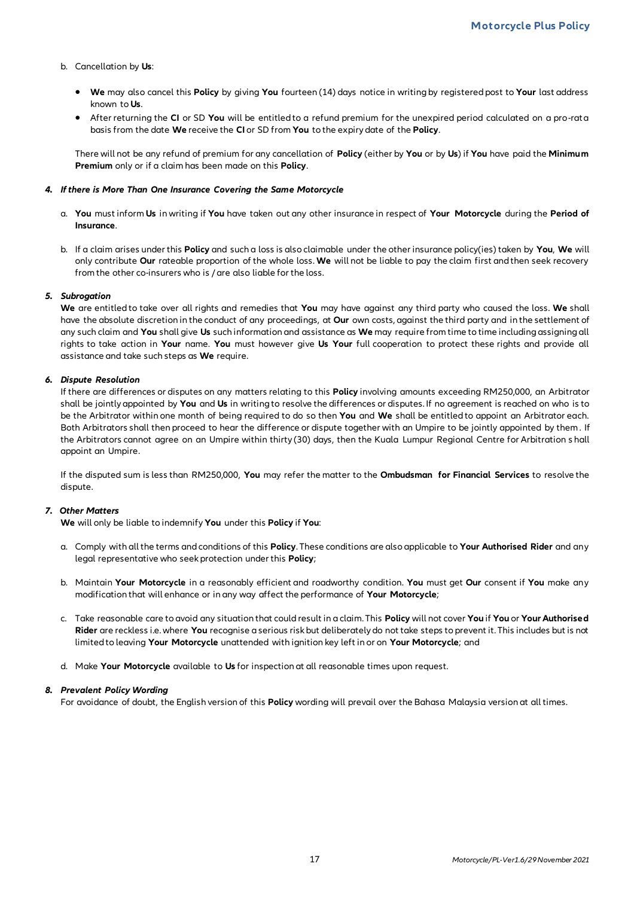b. Cancellation by **Us**:

- **We** may also cancel this **Policy** by giving **You** fourteen (14) days notice in writing by registered post to **Your** last address known to **Us**.
- After returning the **CI** or SD **You** will be entitled to a refund premium for the unexpired period calculated on a pro-rata basis from the date **We** receive the **CI** or SD from **You** to the expiry date of the **Policy**.

There will not be any refund of premium for any cancellation of **Policy** (either by **You** or by **Us**) if **You** have paid the **Minimum Premium** only or if a claim has been made on this **Policy**.

### 4. *If there is More Than One Insurance Covering the Same Motorcycle*

a. **You** must inform **Us** in writing if **You** have taken out any other insurance in respect of **Your Motorcycle** during the **Period of Insurance**.

b. If a claim arises under this **Policy** and such a loss is also claimable under the other insurance policy(ies) taken by **You**, **We** will only contribute **Our** rateable proportion of the whole loss. **We** will not be liable to pay the claim first and then seek recovery from the other co-insurers who is / are also liable for the loss.

### 5. *Subrogation*

**We** are entitled to take over all rights and remedies that **You** may have against any third party who caused the loss. **We** shall have the absolute discretion in the conduct of any proceedings, at **Our** own costs, against the third party and in the settlement of any such claim and **You** shall give **Us** such information and assistance as **We** may require from time to time including assigning all rights to take action in **Your** name. **You** must however give **Us Your** full cooperation to protect these rights and provide all assistance and take such steps as **We** require.

### 6. *Dispute Resolution*

If there are differences or disputes on any matters relating to this **Policy** involving amounts exceeding RM250,000, an Arbitrator shall be jointly appointed by **You** and **Us** in writing to resolve the differences or disputes. If no agreement is reached on who is to be the Arbitrator within one month of being required to do so then **You** and **We** shall be entitled to appoint an Arbitrator each. Both Arbitrators shall then proceed to hear the difference or dispute together with an Umpire to be jointly appointed by them. If the Arbitrators cannot agree on an Umpire within thirty (30) days, then the Kuala Lumpur Regional Centre for Arbitration shall appoint an Umpire.

If the disputed sum is less than RM250,000, **You** may refer the matter to the **Ombudsman for Financial Services** to resolve the dispute.

### 7. *Other Matters*

**We** will only be liable to indemnify **You** under this **Policy** if **You**:

a. Comply with all the terms and conditions of this **Policy**. These conditions are also applicable to **Your Authorised Rider** and any legal representative who seek protection under this **Policy**;

b. Maintain **Your Motorcycle** in a reasonably efficient and roadworthy condition. **You** must get **Our** consent if **You** make any modification that will enhance or in any way affect the performance of **Your Motorcycle**;

c. Take reasonable care to avoid any situation that could result in a claim. This **Policy** will not cover **You** if **You** or **Your Authorised Rider** are reckless i.e. where **You** recognise a serious risk but deliberately do not take steps to prevent it. This includes but is not limited to leaving **Your Motorcycle** unattended with ignition key left in or on **Your Motorcycle**; and

d. Make **Your Motorcycle** available to **Us** for inspection at all reasonable times upon request.

### 8. *Prevalent Policy Wording*

For avoidance of doubt, the English version of this **Policy** wording will prevail over the Bahasa Malaysia version at all times.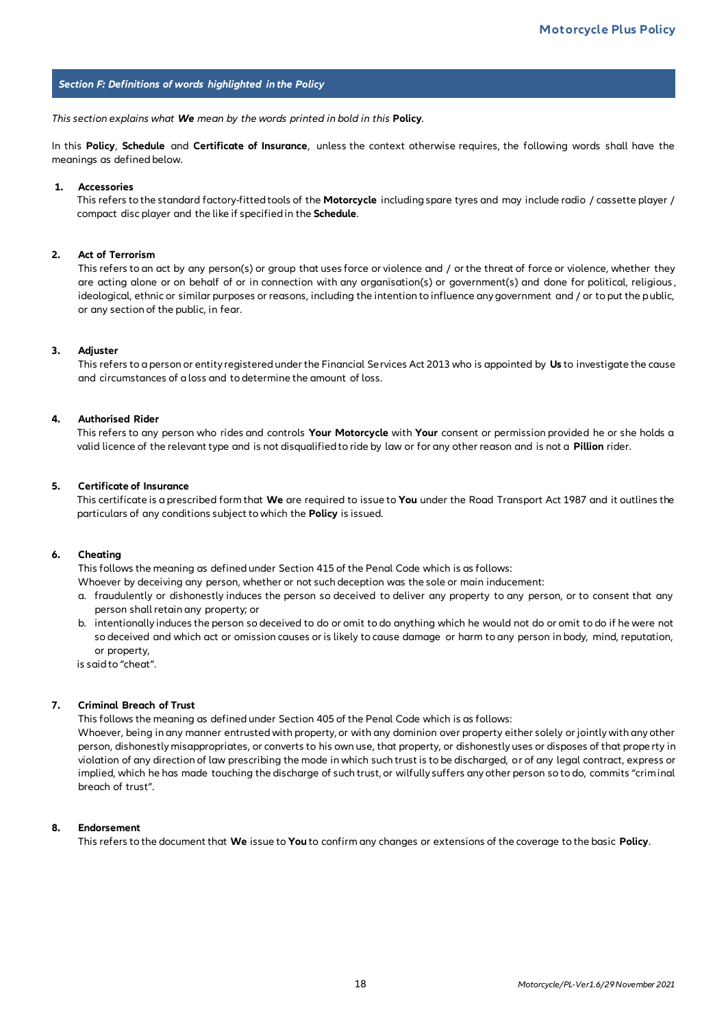## *Section F: Definitions of words highlighted in the Policy*

*This section explains what **We** mean by the words printed in bold in this* **Policy**.

In this **Policy**, **Schedule** and **Certificate of Insurance**, unless the context otherwise requires, the following words shall have the meanings as defined below.

**1. Accessories**

This refers to the standard factory-fitted tools of the **Motorcycle** including spare tyres and may include radio / cassette player / compact disc player and the like if specified in the **Schedule**.

**2. Act of Terrorism**

This refers to an act by any person(s) or group that uses force or violence and / or the threat of force or violence, whether they are acting alone or on behalf of or in connection with any organisation(s) or government(s) and done for political, religious, ideological, ethnic or similar purposes or reasons, including the intention to influence any government and / or to put the public, or any section of the public, in fear.

**3. Adjuster**

This refers to a person or entity registered under the Financial Services Act 2013 who is appointed by **Us** to investigate the cause and circumstances of a loss and to determine the amount of loss.

**4. Authorised Rider**

This refers to any person who rides and controls **Your Motorcycle** with **Your** consent or permission provided he or she holds a valid licence of the relevant type and is not disqualified to ride by law or for any other reason and is not a **Pillion** rider.

**5. Certificate of Insurance**

This certificate is a prescribed form that **We** are required to issue to **You** under the Road Transport Act 1987 and it outlines the particulars of any conditions subject to which the **Policy** is issued.

**6. Cheating**

This follows the meaning as defined under Section 415 of the Penal Code which is as follows:
Whoever by deceiving any person, whether or not such deception was the sole or main inducement:

a. fraudulently or dishonestly induces the person so deceived to deliver any property to any person, or to consent that any person shall retain any property; or
b. intentionally induces the person so deceived to do or omit to do anything which he would not do or omit to do if he were not so deceived and which act or omission causes or is likely to cause damage or harm to any person in body, mind, reputation, or property,

is said to "cheat".

**7. Criminal Breach of Trust**

This follows the meaning as defined under Section 405 of the Penal Code which is as follows:
Whoever, being in any manner entrusted with property, or with any dominion over property either solely or jointly with any other person, dishonestly misappropriates, or converts to his own use, that property, or dishonestly uses or disposes of that property in violation of any direction of law prescribing the mode in which such trust is to be discharged, or of any legal contract, express or implied, which he has made touching the discharge of such trust, or wilfully suffers any other person so to do, commits "criminal breach of trust".

**8. Endorsement**

This refers to the document that **We** issue to **You** to confirm any changes or extensions of the coverage to the basic **Policy**.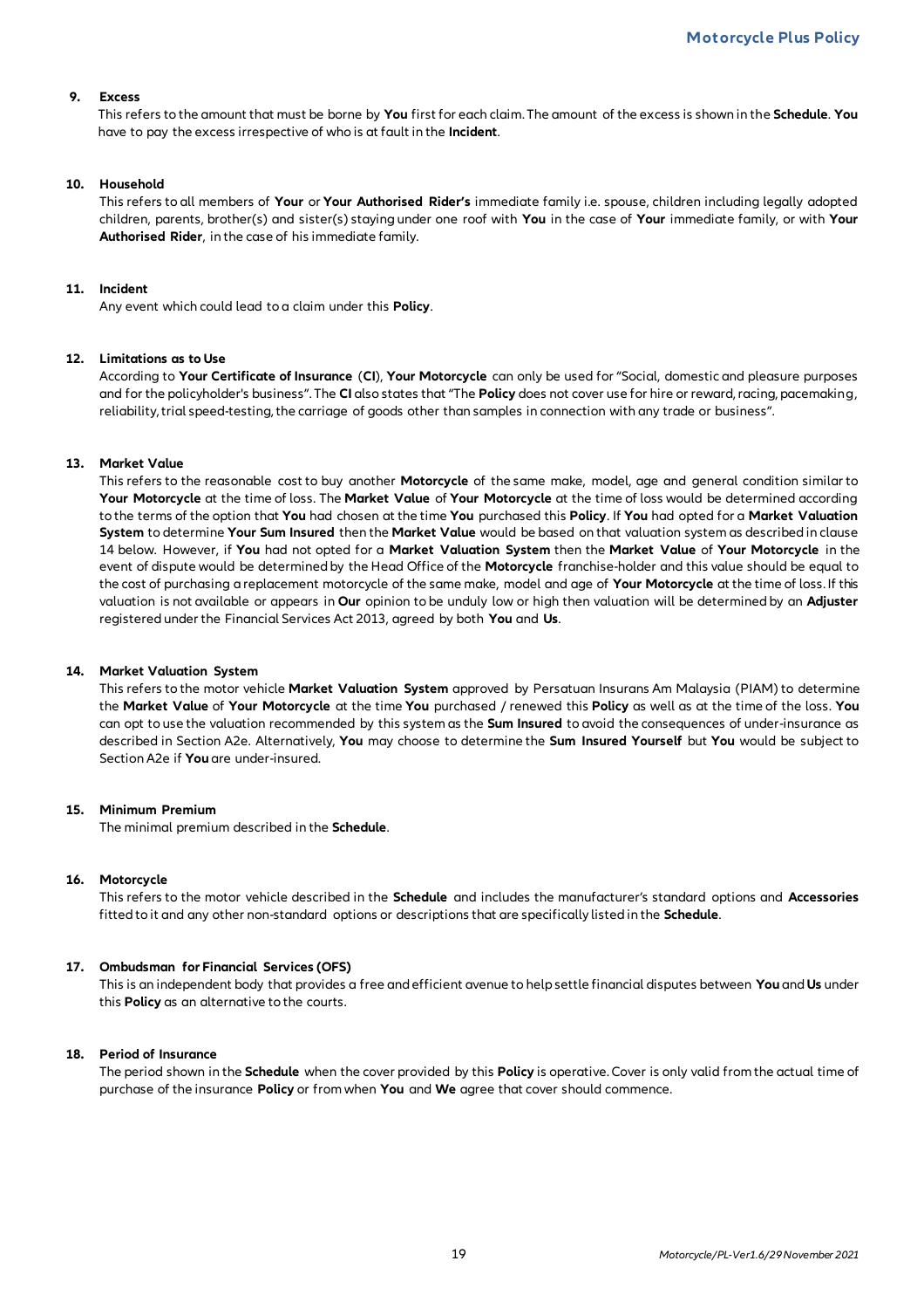**9. Excess**

This refers to the amount that must be borne by **You** first for each claim. The amount of the excess is shown in the **Schedule**. **You** have to pay the excess irrespective of who is at fault in the **Incident**.

**10. Household**

This refers to all members of **Your** or **Your Authorised Rider's** immediate family i.e. spouse, children including legally adopted children, parents, brother(s) and sister(s) staying under one roof with **You** in the case of **Your** immediate family, or with **Your Authorised Rider**, in the case of his immediate family.

**11. Incident**

Any event which could lead to a claim under this **Policy**.

**12. Limitations as to Use**

According to **Your Certificate of Insurance** (**CI**), **Your Motorcycle** can only be used for "Social, domestic and pleasure purposes and for the policyholder's business". The **CI** also states that "The **Policy** does not cover use for hire or reward, racing, pacemaking, reliability, trial speed-testing, the carriage of goods other than samples in connection with any trade or business".

**13. Market Value**

This refers to the reasonable cost to buy another **Motorcycle** of the same make, model, age and general condition similar to **Your Motorcycle** at the time of loss. The **Market Value** of **Your Motorcycle** at the time of loss would be determined according to the terms of the option that **You** had chosen at the time **You** purchased this **Policy**. If **You** had opted for a **Market Valuation System** to determine **Your Sum Insured** then the **Market Value** would be based on that valuation system as described in clause 14 below. However, if **You** had not opted for a **Market Valuation System** then the **Market Value** of **Your Motorcycle** in the event of dispute would be determined by the Head Office of the **Motorcycle** franchise-holder and this value should be equal to the cost of purchasing a replacement motorcycle of the same make, model and age of **Your Motorcycle** at the time of loss. If this valuation is not available or appears in **Our** opinion to be unduly low or high then valuation will be determined by an **Adjuster** registered under the Financial Services Act 2013, agreed by both **You** and **Us**.

**14. Market Valuation System**

This refers to the motor vehicle **Market Valuation System** approved by Persatuan Insurans Am Malaysia (PIAM) to determine the **Market Value** of **Your Motorcycle** at the time **You** purchased / renewed this **Policy** as well as at the time of the loss. **You** can opt to use the valuation recommended by this system as the **Sum Insured** to avoid the consequences of under-insurance as described in Section A2e. Alternatively, **You** may choose to determine the **Sum Insured Yourself** but **You** would be subject to Section A2e if **You** are under-insured.

**15. Minimum Premium**

The minimal premium described in the **Schedule**.

**16. Motorcycle**

This refers to the motor vehicle described in the **Schedule** and includes the manufacturer's standard options and **Accessories** fitted to it and any other non-standard options or descriptions that are specifically listed in the **Schedule**.

**17. Ombudsman for Financial Services (OFS)**

This is an independent body that provides a free and efficient avenue to help settle financial disputes between **You** and **Us** under this **Policy** as an alternative to the courts.

**18. Period of Insurance**

The period shown in the **Schedule** when the cover provided by this **Policy** is operative. Cover is only valid from the actual time of purchase of the insurance **Policy** or from when **You** and **We** agree that cover should commence.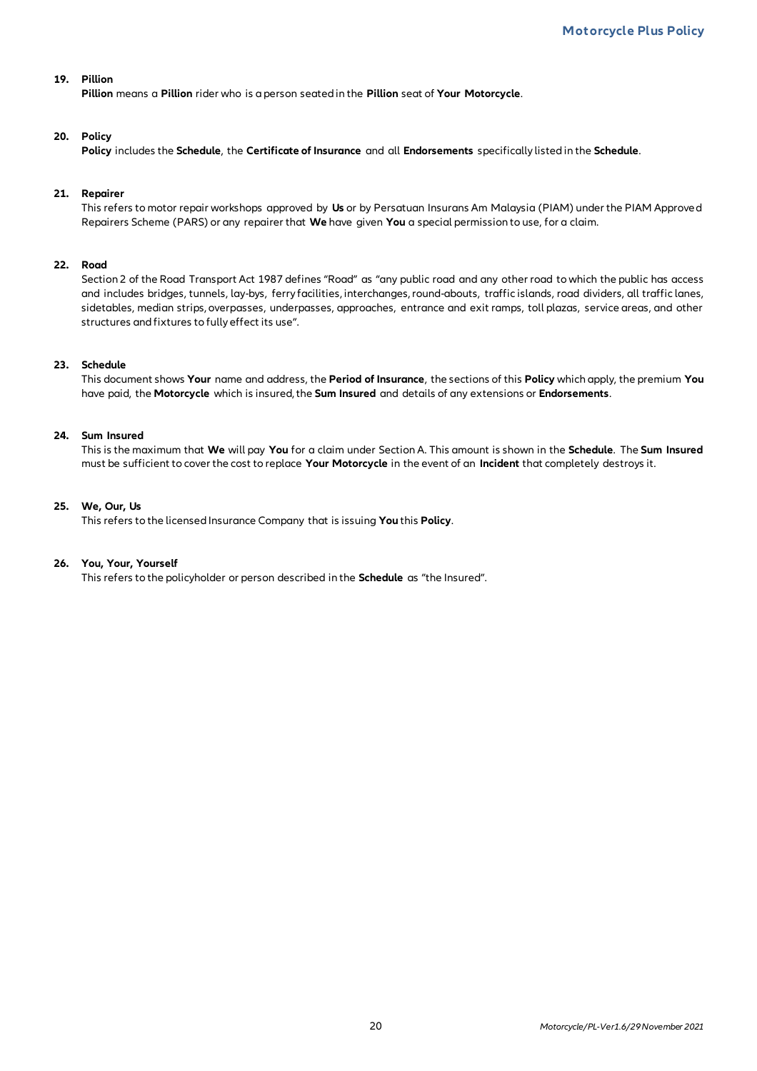**19. Pillion**

**Pillion** means a **Pillion** rider who is a person seated in the **Pillion** seat of **Your Motorcycle**.

**20. Policy**

**Policy** includes the **Schedule**, the **Certificate of Insurance** and all **Endorsements** specifically listed in the **Schedule**.

**21. Repairer**

This refers to motor repair workshops approved by **Us** or by Persatuan Insurans Am Malaysia (PIAM) under the PIAM Approved Repairers Scheme (PARS) or any repairer that **We** have given **You** a special permission to use, for a claim.

**22. Road**

Section 2 of the Road Transport Act 1987 defines "Road" as "any public road and any other road to which the public has access and includes bridges, tunnels, lay-bys, ferry facilities, interchanges, round-abouts, traffic islands, road dividers, all traffic lanes, sidetables, median strips, overpasses, underpasses, approaches, entrance and exit ramps, toll plazas, service areas, and other structures and fixtures to fully effect its use".

**23. Schedule**

This document shows **Your** name and address, the **Period of Insurance**, the sections of this **Policy** which apply, the premium **You** have paid, the **Motorcycle** which is insured, the **Sum Insured** and details of any extensions or **Endorsements**.

**24. Sum Insured**

This is the maximum that **We** will pay **You** for a claim under Section A. This amount is shown in the **Schedule**. The **Sum Insured** must be sufficient to cover the cost to replace **Your Motorcycle** in the event of an **Incident** that completely destroys it.

**25. We, Our, Us**

This refers to the licensed Insurance Company that is issuing **You** this **Policy**.

**26. You, Your, Yourself**

This refers to the policyholder or person described in the **Schedule** as "the Insured".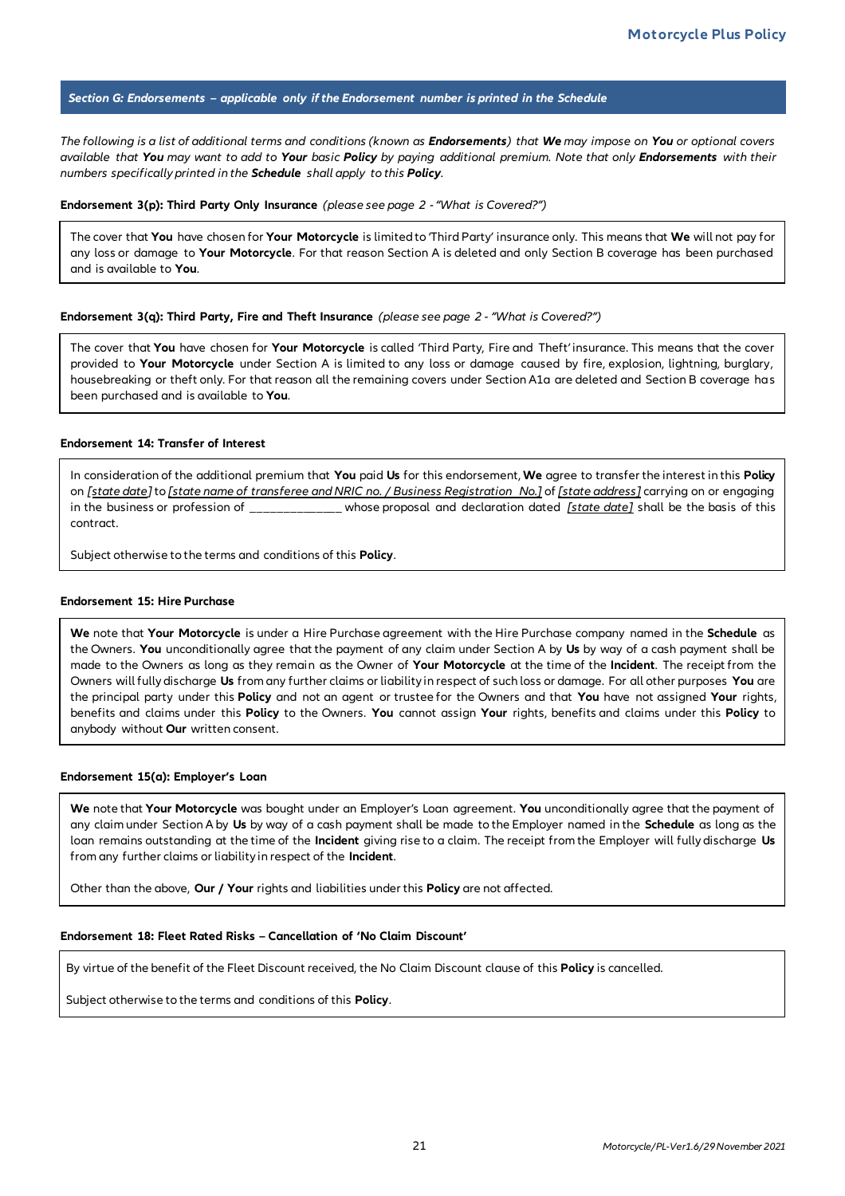## *Section G: Endorsements – applicable only if the Endorsement number is printed in the Schedule*

*The following is a list of additional terms and conditions (known as **Endorsements**) that **We** may impose on **You** or optional covers available that **You** may want to add to **Your** basic **Policy** by paying additional premium. Note that only **Endorsements** with their numbers specifically printed in the **Schedule** shall apply to this **Policy**.*

**Endorsement 3(p): Third Party Only Insurance** *(please see page 2 - "What is Covered?")*

The cover that **You** have chosen for **Your Motorcycle** is limited to 'Third Party' insurance only. This means that **We** will not pay for any loss or damage to **Your Motorcycle**. For that reason Section A is deleted and only Section B coverage has been purchased and is available to **You**.

**Endorsement 3(q): Third Party, Fire and Theft Insurance** *(please see page 2 - "What is Covered?")*

The cover that **You** have chosen for **Your Motorcycle** is called 'Third Party, Fire and Theft' insurance. This means that the cover provided to **Your Motorcycle** under Section A is limited to any loss or damage caused by fire, explosion, lightning, burglary, housebreaking or theft only. For that reason all the remaining covers under Section A1a are deleted and Section B coverage has been purchased and is available to **You**.

**Endorsement 14: Transfer of Interest**

In consideration of the additional premium that **You** paid **Us** for this endorsement, **We** agree to transfer the interest in this **Policy** on *[state date]* to *[state name of transferee and NRIC no. / Business Registration No.]* of *[state address]* carrying on or engaging in the business or profession of _____________ whose proposal and declaration dated *[state date]* shall be the basis of this contract.

Subject otherwise to the terms and conditions of this **Policy**.

**Endorsement 15: Hire Purchase**

**We** note that **Your Motorcycle** is under a Hire Purchase agreement with the Hire Purchase company named in the **Schedule** as the Owners. **You** unconditionally agree that the payment of any claim under Section A by **Us** by way of a cash payment shall be made to the Owners as long as they remain as the Owner of **Your Motorcycle** at the time of the **Incident**. The receipt from the Owners will fully discharge **Us** from any further claims or liability in respect of such loss or damage. For all other purposes **You** are the principal party under this **Policy** and not an agent or trustee for the Owners and that **You** have not assigned **Your** rights, benefits and claims under this **Policy** to the Owners. **You** cannot assign **Your** rights, benefits and claims under this **Policy** to anybody without **Our** written consent.

**Endorsement 15(a): Employer's Loan**

**We** note that **Your Motorcycle** was bought under an Employer's Loan agreement. **You** unconditionally agree that the payment of any claim under Section A by **Us** by way of a cash payment shall be made to the Employer named in the **Schedule** as long as the loan remains outstanding at the time of the **Incident** giving rise to a claim. The receipt from the Employer will fully discharge **Us** from any further claims or liability in respect of the **Incident**.

Other than the above, **Our / Your** rights and liabilities under this **Policy** are not affected.

**Endorsement 18: Fleet Rated Risks – Cancellation of 'No Claim Discount'**

By virtue of the benefit of the Fleet Discount received, the No Claim Discount clause of this **Policy** is cancelled.

Subject otherwise to the terms and conditions of this **Policy**.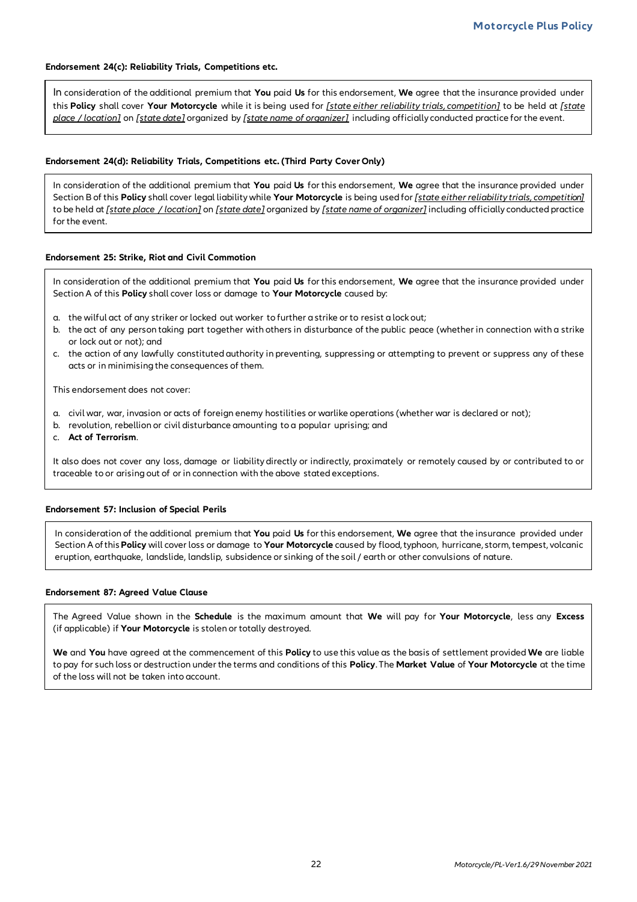#### Endorsement 24(c): Reliability Trials, Competitions etc.

In consideration of the additional premium that **You** paid **Us** for this endorsement, **We** agree that the insurance provided under this **Policy** shall cover **Your Motorcycle** while it is being used for *[state either reliability trials, competition]* to be held at *[state place / location]* on *[state date]* organized by *[state name of organizer]* including officially conducted practice for the event.

#### Endorsement 24(d): Reliability Trials, Competitions etc. (Third Party Cover Only)

In consideration of the additional premium that **You** paid **Us** for this endorsement, **We** agree that the insurance provided under Section B of this **Policy** shall cover legal liability while **Your Motorcycle** is being used for *[state either reliability trials, competition]* to be held at *[state place / location]* on *[state date]* organized by *[state name of organizer]* including officially conducted practice for the event.

#### Endorsement 25: Strike, Riot and Civil Commotion

In consideration of the additional premium that **You** paid **Us** for this endorsement, **We** agree that the insurance provided under Section A of this **Policy** shall cover loss or damage to **Your Motorcycle** caused by:

a. the wilful act of any striker or locked out worker to further a strike or to resist a lock out;
b. the act of any person taking part together with others in disturbance of the public peace (whether in connection with a strike or lock out or not); and
c. the action of any lawfully constituted authority in preventing, suppressing or attempting to prevent or suppress any of these acts or in minimising the consequences of them.

This endorsement does not cover:

a. civil war, war, invasion or acts of foreign enemy hostilities or warlike operations (whether war is declared or not);
b. revolution, rebellion or civil disturbance amounting to a popular uprising; and
c. **Act of Terrorism**.

It also does not cover any loss, damage or liability directly or indirectly, proximately or remotely caused by or contributed to or traceable to or arising out of or in connection with the above stated exceptions.

#### Endorsement 57: Inclusion of Special Perils

In consideration of the additional premium that **You** paid **Us** for this endorsement, **We** agree that the insurance provided under Section A of this **Policy** will cover loss or damage to **Your Motorcycle** caused by flood, typhoon, hurricane, storm, tempest, volcanic eruption, earthquake, landslide, landslip, subsidence or sinking of the soil / earth or other convulsions of nature.

#### Endorsement 87: Agreed Value Clause

The Agreed Value shown in the **Schedule** is the maximum amount that **We** will pay for **Your Motorcycle**, less any **Excess** (if applicable) if **Your Motorcycle** is stolen or totally destroyed.

**We** and **You** have agreed at the commencement of this **Policy** to use this value as the basis of settlement provided **We** are liable to pay for such loss or destruction under the terms and conditions of this **Policy**. The **Market Value** of **Your Motorcycle** at the time of the loss will not be taken into account.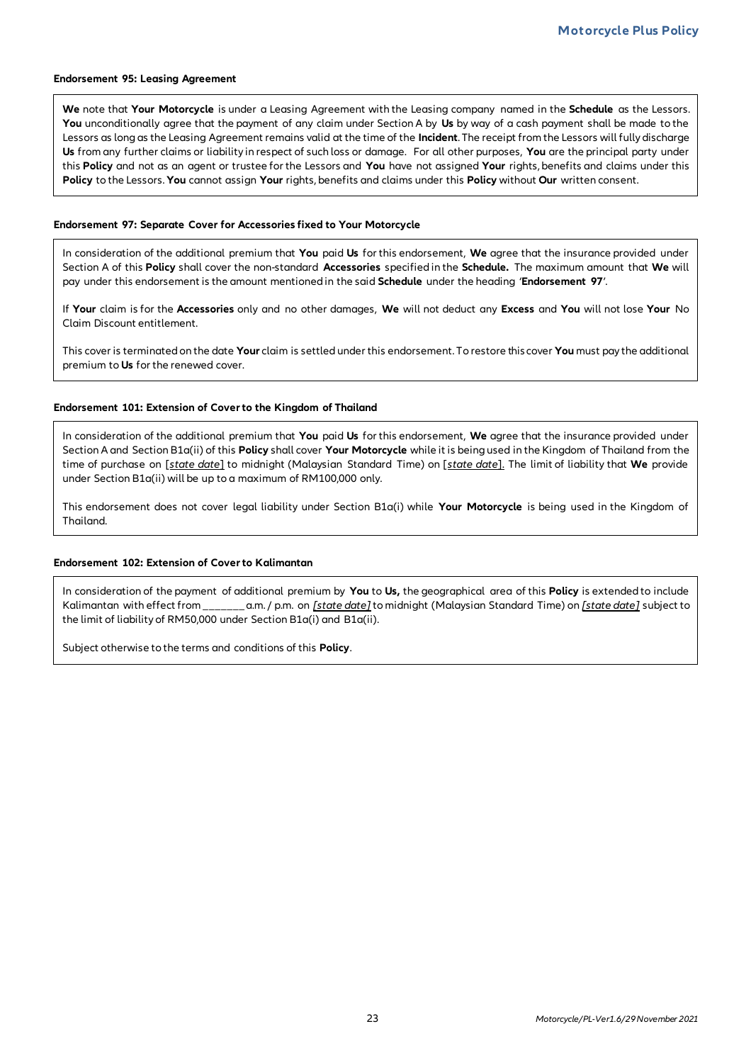#### Endorsement 95: Leasing Agreement

**We** note that **Your Motorcycle** is under a Leasing Agreement with the Leasing company named in the **Schedule** as the Lessors. **You** unconditionally agree that the payment of any claim under Section A by **Us** by way of a cash payment shall be made to the Lessors as long as the Leasing Agreement remains valid at the time of the **Incident**. The receipt from the Lessors will fully discharge **Us** from any further claims or liability in respect of such loss or damage. For all other purposes, **You** are the principal party under this **Policy** and not as an agent or trustee for the Lessors and **You** have not assigned **Your** rights, benefits and claims under this **Policy** to the Lessors. **You** cannot assign **Your** rights, benefits and claims under this **Policy** without **Our** written consent.

#### Endorsement 97: Separate Cover for Accessories fixed to Your Motorcycle

In consideration of the additional premium that **You** paid **Us** for this endorsement, **We** agree that the insurance provided under Section A of this **Policy** shall cover the non-standard **Accessories** specified in the **Schedule.** The maximum amount that **We** will pay under this endorsement is the amount mentioned in the said **Schedule** under the heading '**Endorsement 97**'.

If **Your** claim is for the **Accessories** only and no other damages, **We** will not deduct any **Excess** and **You** will not lose **Your** No Claim Discount entitlement.

This cover is terminated on the date **Your** claim is settled under this endorsement. To restore this cover **You** must pay the additional premium to **Us** for the renewed cover.

#### Endorsement 101: Extension of Cover to the Kingdom of Thailand

In consideration of the additional premium that **You** paid **Us** for this endorsement, **We** agree that the insurance provided under Section A and Section B1a(ii) of this **Policy** shall cover **Your Motorcycle** while it is being used in the Kingdom of Thailand from the time of purchase on [*state date*] to midnight (Malaysian Standard Time) on [*state date*]. The limit of liability that **We** provide under Section B1a(ii) will be up to a maximum of RM100,000 only.

This endorsement does not cover legal liability under Section B1a(i) while **Your Motorcycle** is being used in the Kingdom of Thailand.

#### Endorsement 102: Extension of Cover to Kalimantan

In consideration of the payment of additional premium by **You** to **Us,** the geographical area of this **Policy** is extended to include Kalimantan with effect from _______ a.m. / p.m. on *[state date]* to midnight (Malaysian Standard Time) on *[state date]* subject to the limit of liability of RM50,000 under Section B1a(i) and B1a(ii).

Subject otherwise to the terms and conditions of this **Policy**.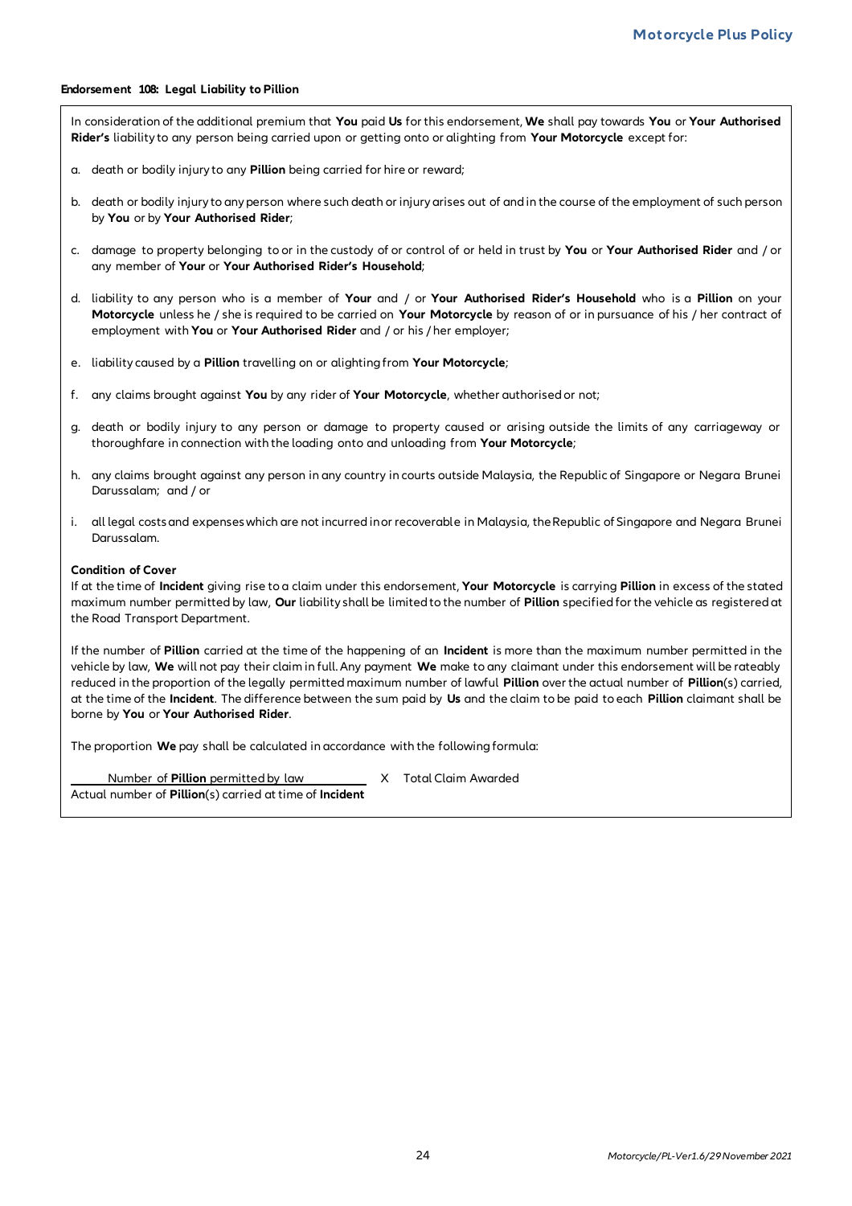#### Endorsement 108: Legal Liability to Pillion

In consideration of the additional premium that **You** paid **Us** for this endorsement, **We** shall pay towards **You** or **Your Authorised Rider's** liability to any person being carried upon or getting onto or alighting from **Your Motorcycle** except for:

a. death or bodily injury to any **Pillion** being carried for hire or reward;

b. death or bodily injury to any person where such death or injury arises out of and in the course of the employment of such person by **You** or by **Your Authorised Rider**;

c. damage to property belonging to or in the custody of or control of or held in trust by **You** or **Your Authorised Rider** and / or any member of **Your** or **Your Authorised Rider's Household**;

d. liability to any person who is a member of **Your** and / or **Your Authorised Rider's Household** who is a **Pillion** on your **Motorcycle** unless he / she is required to be carried on **Your Motorcycle** by reason of or in pursuance of his / her contract of employment with **You** or **Your Authorised Rider** and / or his / her employer;

e. liability caused by a **Pillion** travelling on or alighting from **Your Motorcycle**;

f. any claims brought against **You** by any rider of **Your Motorcycle**, whether authorised or not;

g. death or bodily injury to any person or damage to property caused or arising outside the limits of any carriageway or thoroughfare in connection with the loading onto and unloading from **Your Motorcycle**;

h. any claims brought against any person in any country in courts outside Malaysia, the Republic of Singapore or Negara Brunei Darussalam; and / or

i. all legal costs and expenses which are not incurred in or recoverable in Malaysia, the Republic of Singapore and Negara Brunei Darussalam.

**Condition of Cover**

If at the time of **Incident** giving rise to a claim under this endorsement, **Your Motorcycle** is carrying **Pillion** in excess of the stated maximum number permitted by law, **Our** liability shall be limited to the number of **Pillion** specified for the vehicle as registered at the Road Transport Department.

If the number of **Pillion** carried at the time of the happening of an **Incident** is more than the maximum number permitted in the vehicle by law, **We** will not pay their claim in full. Any payment **We** make to any claimant under this endorsement will be rateably reduced in the proportion of the legally permitted maximum number of lawful **Pillion** over the actual number of **Pillion**(s) carried, at the time of the **Incident**. The difference between the sum paid by **Us** and the claim to be paid to each **Pillion** claimant shall be borne by **You** or **Your Authorised Rider**.

The proportion **We** pay shall be calculated in accordance with the following formula:

$$\frac{\text{Number of Pillion permitted by law}}{\text{Actual number of Pillion(s) carried at time of Incident}} \times \text{Total Claim Awarded}$$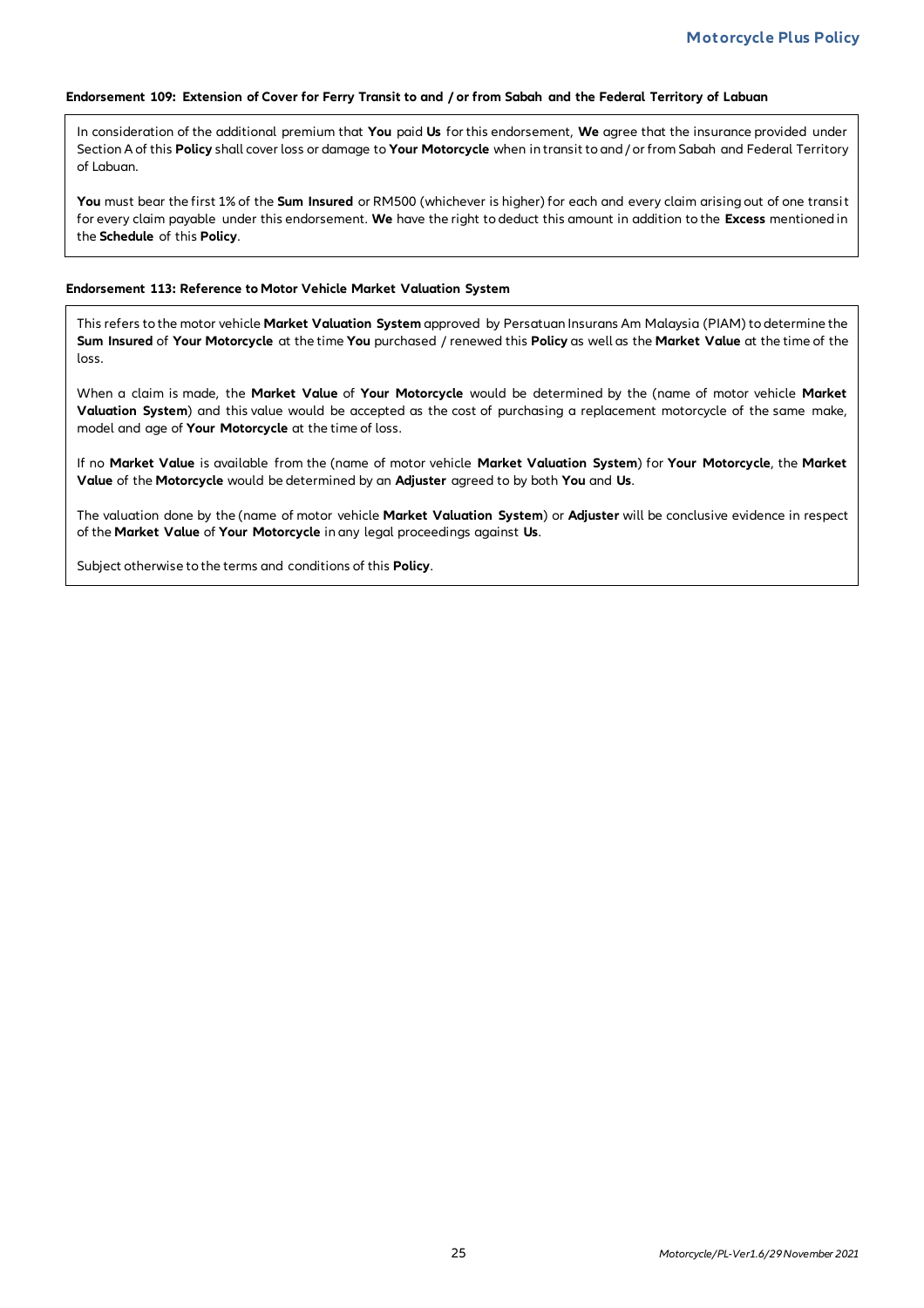#### Endorsement 109: Extension of Cover for Ferry Transit to and / or from Sabah and the Federal Territory of Labuan

In consideration of the additional premium that **You** paid **Us** for this endorsement, **We** agree that the insurance provided under Section A of this **Policy** shall cover loss or damage to **Your Motorcycle** when in transit to and / or from Sabah and Federal Territory of Labuan.

**You** must bear the first 1% of the **Sum Insured** or RM500 (whichever is higher) for each and every claim arising out of one transit for every claim payable under this endorsement. **We** have the right to deduct this amount in addition to the **Excess** mentioned in the **Schedule** of this **Policy**.

#### Endorsement 113: Reference to Motor Vehicle Market Valuation System

This refers to the motor vehicle **Market Valuation System** approved by Persatuan Insurans Am Malaysia (PIAM) to determine the **Sum Insured** of **Your Motorcycle** at the time **You** purchased / renewed this **Policy** as well as the **Market Value** at the time of the loss.

When a claim is made, the **Market Value** of **Your Motorcycle** would be determined by the (name of motor vehicle **Market Valuation System**) and this value would be accepted as the cost of purchasing a replacement motorcycle of the same make, model and age of **Your Motorcycle** at the time of loss.

If no **Market Value** is available from the (name of motor vehicle **Market Valuation System**) for **Your Motorcycle**, the **Market Value** of the **Motorcycle** would be determined by an **Adjuster** agreed to by both **You** and **Us**.

The valuation done by the (name of motor vehicle **Market Valuation System**) or **Adjuster** will be conclusive evidence in respect of the **Market Value** of **Your Motorcycle** in any legal proceedings against **Us**.

Subject otherwise to the terms and conditions of this **Policy**.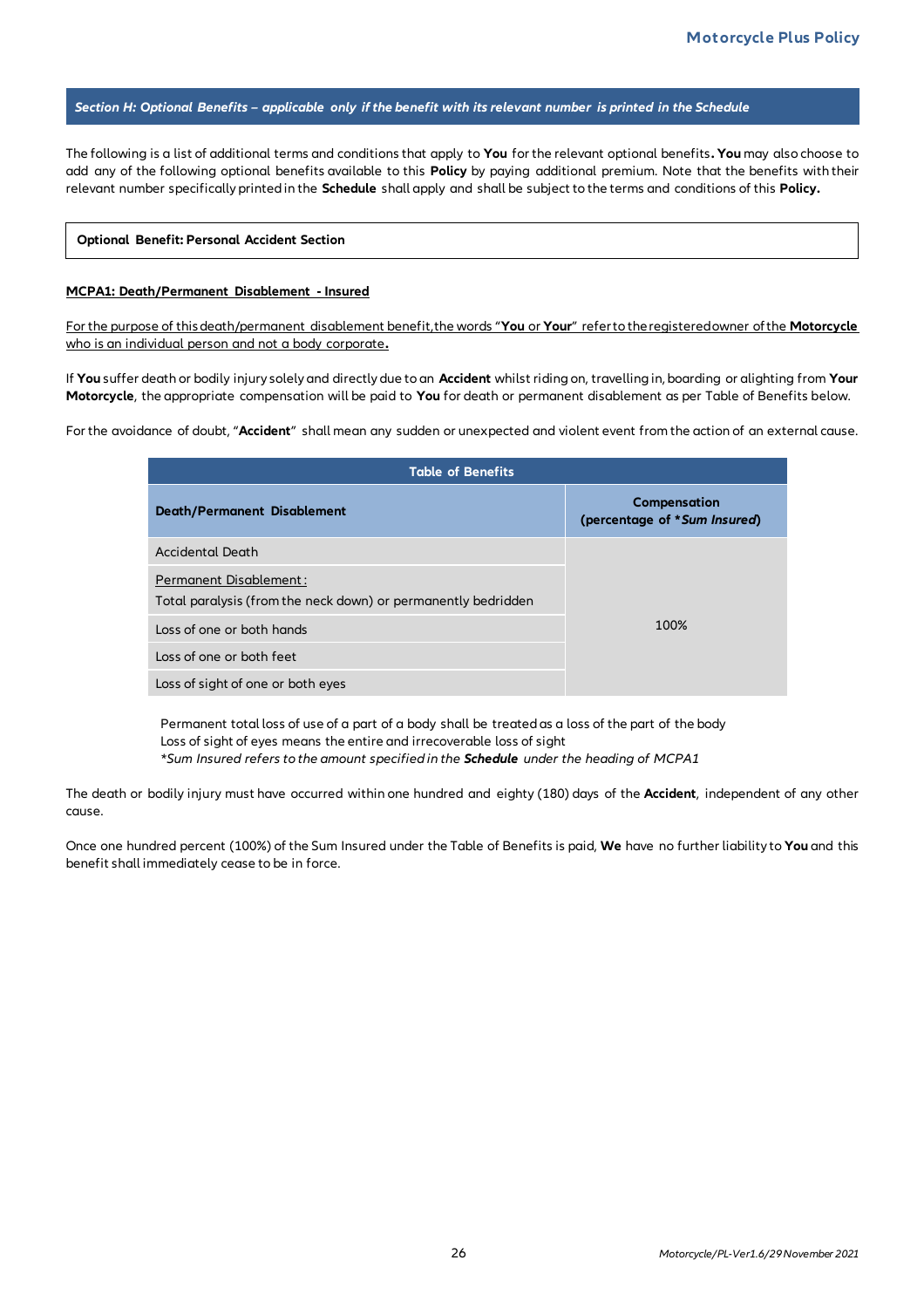## *Section H: Optional Benefits – applicable only if the benefit with its relevant number is printed in the Schedule*

The following is a list of additional terms and conditions that apply to **You** for the relevant optional benefits**. You** may also choose to add any of the following optional benefits available to this **Policy** by paying additional premium. Note that the benefits with their relevant number specifically printed in the **Schedule** shall apply and shall be subject to the terms and conditions of this **Policy.**

### Optional Benefit: Personal Accident Section

**MCPA1: Death/Permanent Disablement - Insured**

For the purpose of this death/permanent disablement benefit, the words "**You** or **Your**" refer to the registered owner of the **Motorcycle** who is an individual person and not a body corporate**.**

If **You** suffer death or bodily injury solely and directly due to an **Accident** whilst riding on, travelling in, boarding or alighting from **Your Motorcycle**, the appropriate compensation will be paid to **You** for death or permanent disablement as per Table of Benefits below.

For the avoidance of doubt, "**Accident**" shall mean any sudden or unexpected and violent event from the action of an external cause.

| Table of Benefits | |
|---|---|
| **Death/Permanent Disablement** | **Compensation (percentage of \**Sum Insured*)** |
| Accidental Death | 100% |
| Permanent Disablement:<br>Total paralysis (from the neck down) or permanently bedridden | |
| Loss of one or both hands | |
| Loss of one or both feet | |
| Loss of sight of one or both eyes | |

Permanent total loss of use of a part of a body shall be treated as a loss of the part of the body
Loss of sight of eyes means the entire and irrecoverable loss of sight
**Sum Insured refers to the amount specified in the* ***Schedule*** *under the heading of MCPA1*

The death or bodily injury must have occurred within one hundred and eighty (180) days of the **Accident**, independent of any other cause.

Once one hundred percent (100%) of the Sum Insured under the Table of Benefits is paid, **We** have no further liability to **You** and this benefit shall immediately cease to be in force.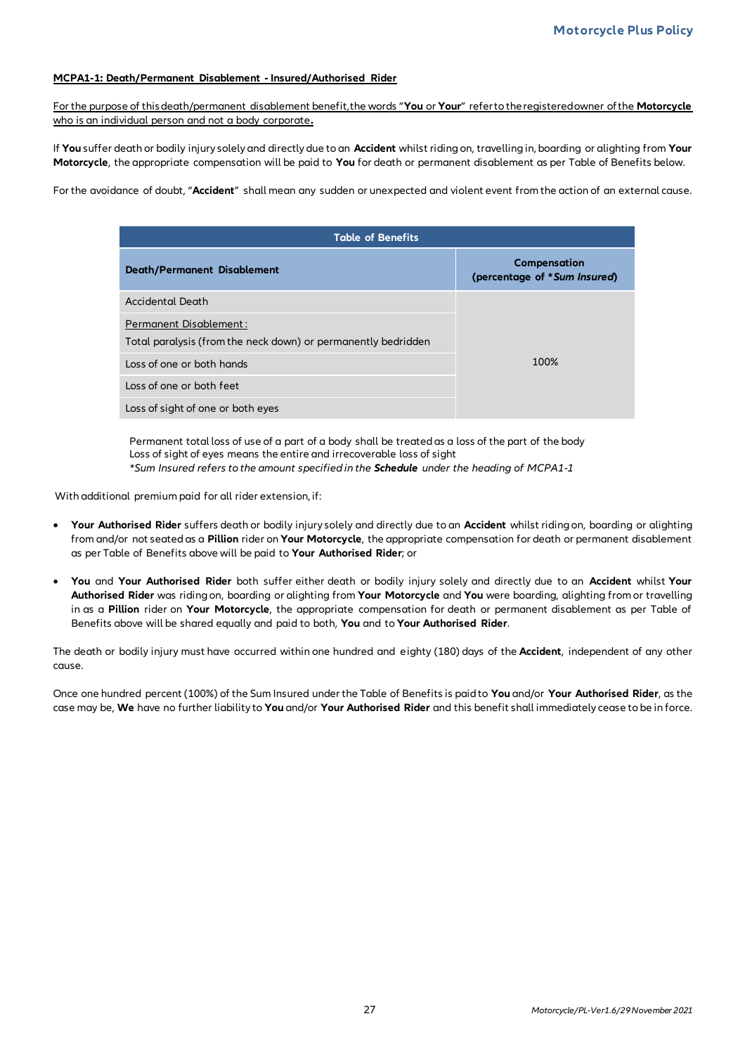**MCPA1-1: Death/Permanent Disablement - Insured/Authorised Rider**

For the purpose of this death/permanent disablement benefit, the words "**You** or **Your**" refer to the registered owner of the **Motorcycle** who is an individual person and not a body corporate**.**

If **You** suffer death or bodily injury solely and directly due to an **Accident** whilst riding on, travelling in, boarding or alighting from **Your Motorcycle**, the appropriate compensation will be paid to **You** for death or permanent disablement as per Table of Benefits below.

For the avoidance of doubt, "**Accident**" shall mean any sudden or unexpected and violent event from the action of an external cause.

| **Table of Benefits** | |
|---|---|
| **Death/Permanent Disablement** | **Compensation (percentage of \*Sum Insured)** |
| Accidental Death | 100% |
| Permanent Disablement:<br>Total paralysis (from the neck down) or permanently bedridden | |
| Loss of one or both hands | |
| Loss of one or both feet | |
| Loss of sight of one or both eyes | |

Permanent total loss of use of a part of a body shall be treated as a loss of the part of the body
Loss of sight of eyes means the entire and irrecoverable loss of sight
*\*Sum Insured refers to the amount specified in the **Schedule** under the heading of MCPA1-1*

With additional premium paid for all rider extension, if:

- **Your Authorised Rider** suffers death or bodily injury solely and directly due to an **Accident** whilst riding on, boarding or alighting from and/or not seated as a **Pillion** rider on **Your Motorcycle**, the appropriate compensation for death or permanent disablement as per Table of Benefits above will be paid to **Your Authorised Rider**; or
- **You** and **Your Authorised Rider** both suffer either death or bodily injury solely and directly due to an **Accident** whilst **Your Authorised Rider** was riding on, boarding or alighting from **Your Motorcycle** and **You** were boarding, alighting from or travelling in as a **Pillion** rider on **Your Motorcycle**, the appropriate compensation for death or permanent disablement as per Table of Benefits above will be shared equally and paid to both, **You** and to **Your Authorised Rider**.

The death or bodily injury must have occurred within one hundred and eighty (180) days of the **Accident**, independent of any other cause.

Once one hundred percent (100%) of the Sum Insured under the Table of Benefits is paid to **You** and/or **Your Authorised Rider**, as the case may be, **We** have no further liability to **You** and/or **Your Authorised Rider** and this benefit shall immediately cease to be in force.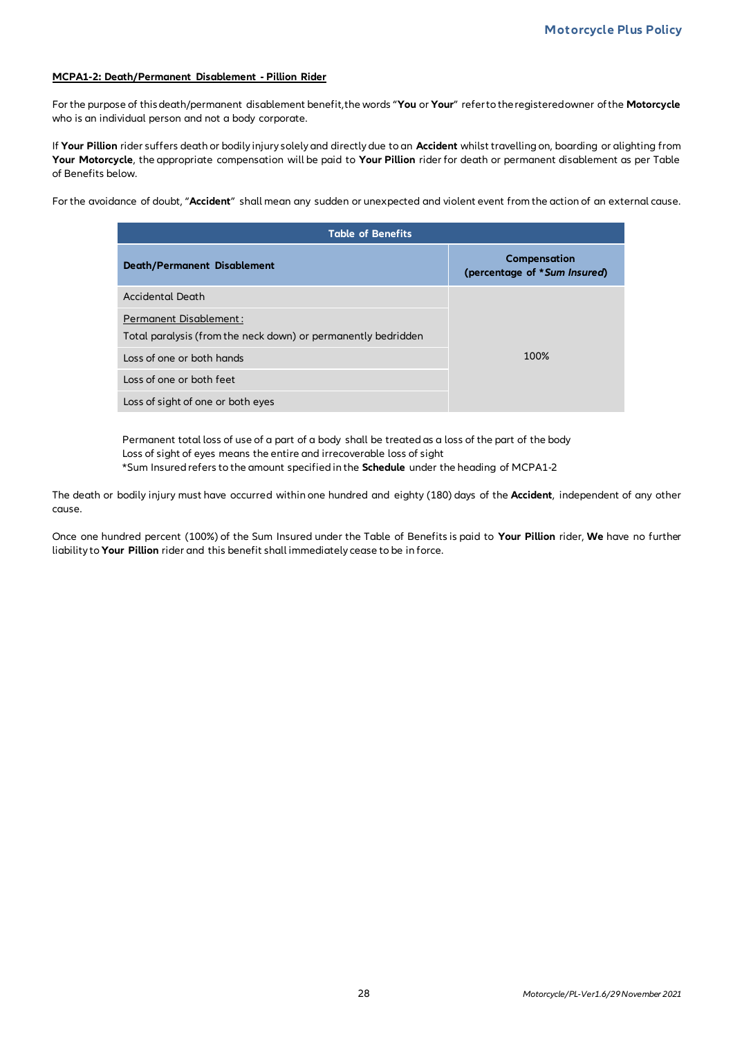**MCPA1-2: Death/Permanent Disablement - Pillion Rider**

For the purpose of this death/permanent disablement benefit, the words "**You** or **Your**" refer to the registered owner of the **Motorcycle** who is an individual person and not a body corporate.

If **Your Pillion** rider suffers death or bodily injury solely and directly due to an **Accident** whilst travelling on, boarding or alighting from **Your Motorcycle**, the appropriate compensation will be paid to **Your Pillion** rider for death or permanent disablement as per Table of Benefits below.

For the avoidance of doubt, "**Accident**" shall mean any sudden or unexpected and violent event from the action of an external cause.

| Table of Benefits | |
|---|---|
| **Death/Permanent Disablement** | **Compensation (percentage of \**Sum Insured*)** |
| Accidental Death | 100% |
| Permanent Disablement: Total paralysis (from the neck down) or permanently bedridden | 100% |
| Loss of one or both hands | 100% |
| Loss of one or both feet | 100% |
| Loss of sight of one or both eyes | 100% |

Permanent total loss of use of a part of a body shall be treated as a loss of the part of the body
Loss of sight of eyes means the entire and irrecoverable loss of sight
*Sum Insured refers to the amount specified in the **Schedule** under the heading of MCPA1-2

The death or bodily injury must have occurred within one hundred and eighty (180) days of the **Accident**, independent of any other cause.

Once one hundred percent (100%) of the Sum Insured under the Table of Benefits is paid to **Your Pillion** rider, **We** have no further liability to **Your Pillion** rider and this benefit shall immediately cease to be in force.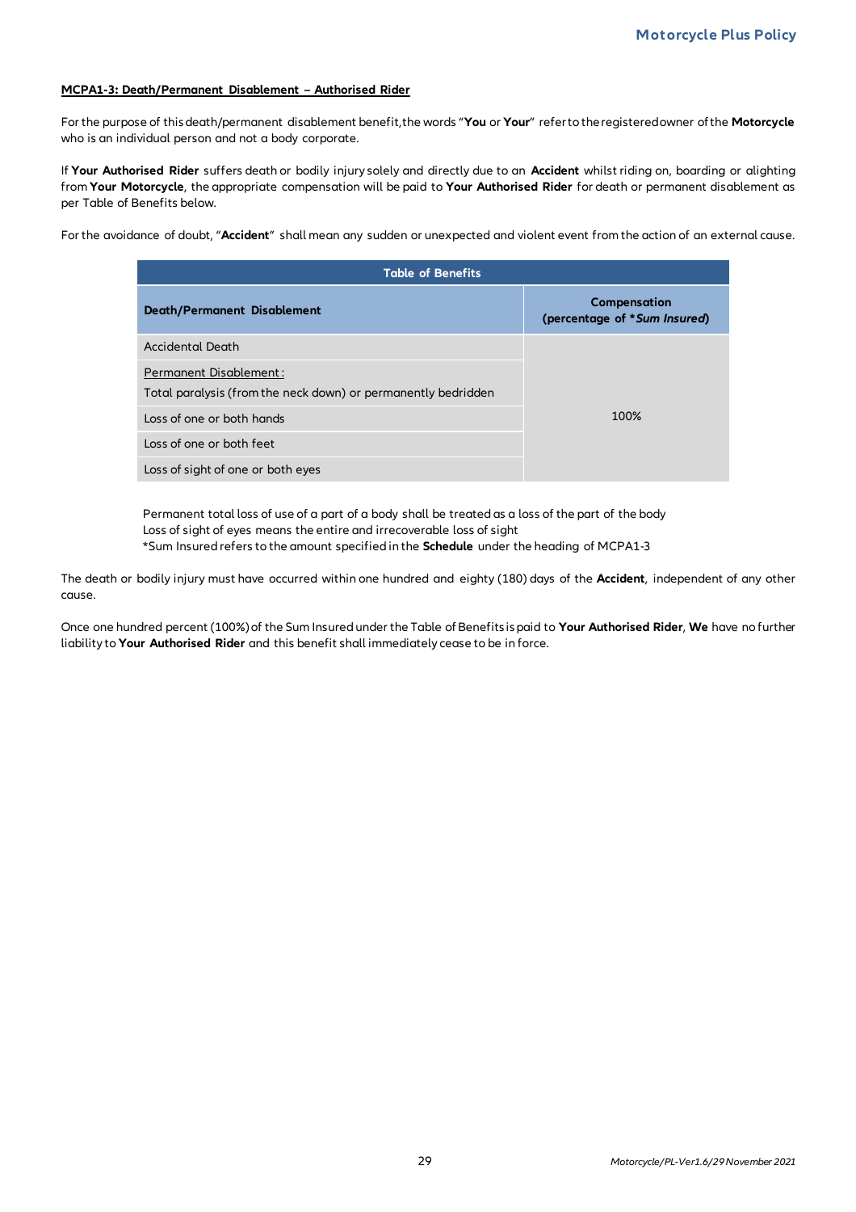**MCPA1-3: Death/Permanent Disablement – Authorised Rider**

For the purpose of this death/permanent disablement benefit, the words "**You** or **Your**" refer to the registered owner of the **Motorcycle** who is an individual person and not a body corporate.

If **Your Authorised Rider** suffers death or bodily injury solely and directly due to an **Accident** whilst riding on, boarding or alighting from **Your Motorcycle**, the appropriate compensation will be paid to **Your Authorised Rider** for death or permanent disablement as per Table of Benefits below.

For the avoidance of doubt, "**Accident**" shall mean any sudden or unexpected and violent event from the action of an external cause.

| Table of Benefits | |
|---|---|
| **Death/Permanent Disablement** | **Compensation (percentage of \**Sum Insured*)** |
| Accidental Death | 100% |
| Permanent Disablement: Total paralysis (from the neck down) or permanently bedridden | |
| Loss of one or both hands | |
| Loss of one or both feet | |
| Loss of sight of one or both eyes | |

Permanent total loss of use of a part of a body shall be treated as a loss of the part of the body
Loss of sight of eyes means the entire and irrecoverable loss of sight
*Sum Insured refers to the amount specified in the **Schedule** under the heading of MCPA1-3

The death or bodily injury must have occurred within one hundred and eighty (180) days of the **Accident**, independent of any other cause.

Once one hundred percent (100%) of the Sum Insured under the Table of Benefits is paid to **Your Authorised Rider**, **We** have no further liability to **Your Authorised Rider** and this benefit shall immediately cease to be in force.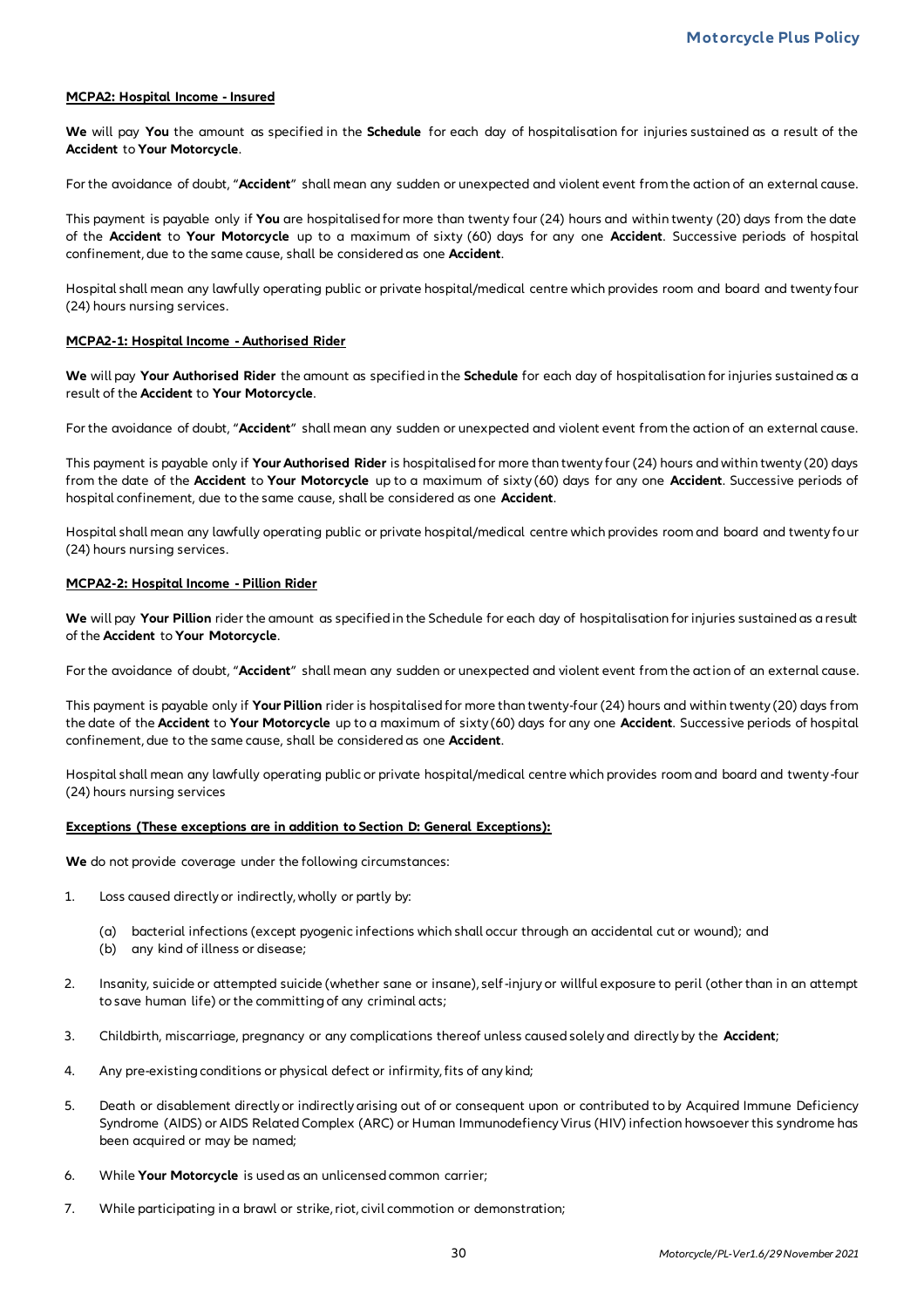**MCPA2: Hospital Income - Insured**

**We** will pay **You** the amount as specified in the **Schedule** for each day of hospitalisation for injuries sustained as a result of the **Accident** to **Your Motorcycle**.

For the avoidance of doubt, "**Accident**" shall mean any sudden or unexpected and violent event from the action of an external cause.

This payment is payable only if **You** are hospitalised for more than twenty four (24) hours and within twenty (20) days from the date of the **Accident** to **Your Motorcycle** up to a maximum of sixty (60) days for any one **Accident**. Successive periods of hospital confinement, due to the same cause, shall be considered as one **Accident**.

Hospital shall mean any lawfully operating public or private hospital/medical centre which provides room and board and twenty four (24) hours nursing services.

**MCPA2-1: Hospital Income - Authorised Rider**

**We** will pay **Your Authorised Rider** the amount as specified in the **Schedule** for each day of hospitalisation for injuries sustained as a result of the **Accident** to **Your Motorcycle**.

For the avoidance of doubt, "**Accident**" shall mean any sudden or unexpected and violent event from the action of an external cause.

This payment is payable only if **Your Authorised Rider** is hospitalised for more than twenty four (24) hours and within twenty (20) days from the date of the **Accident** to **Your Motorcycle** up to a maximum of sixty (60) days for any one **Accident**. Successive periods of hospital confinement, due to the same cause, shall be considered as one **Accident**.

Hospital shall mean any lawfully operating public or private hospital/medical centre which provides room and board and twenty four (24) hours nursing services.

**MCPA2-2: Hospital Income - Pillion Rider**

**We** will pay **Your Pillion** rider the amount as specified in the Schedule for each day of hospitalisation for injuries sustained as a result of the **Accident** to **Your Motorcycle**.

For the avoidance of doubt, "**Accident**" shall mean any sudden or unexpected and violent event from the action of an external cause.

This payment is payable only if **Your Pillion** rider is hospitalised for more than twenty-four (24) hours and within twenty (20) days from the date of the **Accident** to **Your Motorcycle** up to a maximum of sixty (60) days for any one **Accident**. Successive periods of hospital confinement, due to the same cause, shall be considered as one **Accident**.

Hospital shall mean any lawfully operating public or private hospital/medical centre which provides room and board and twenty-four (24) hours nursing services

**Exceptions (These exceptions are in addition to Section D: General Exceptions):**

**We** do not provide coverage under the following circumstances:

1. Loss caused directly or indirectly, wholly or partly by:

   (a) bacterial infections (except pyogenic infections which shall occur through an accidental cut or wound); and
   (b) any kind of illness or disease;

2. Insanity, suicide or attempted suicide (whether sane or insane), self-injury or willful exposure to peril (other than in an attempt to save human life) or the committing of any criminal acts;

3. Childbirth, miscarriage, pregnancy or any complications thereof unless caused solely and directly by the **Accident**;

4. Any pre-existing conditions or physical defect or infirmity, fits of any kind;

5. Death or disablement directly or indirectly arising out of or consequent upon or contributed to by Acquired Immune Deficiency Syndrome (AIDS) or AIDS Related Complex (ARC) or Human Immunodefiency Virus (HIV) infection howsoever this syndrome has been acquired or may be named;

6. While **Your Motorcycle** is used as an unlicensed common carrier;

7. While participating in a brawl or strike, riot, civil commotion or demonstration;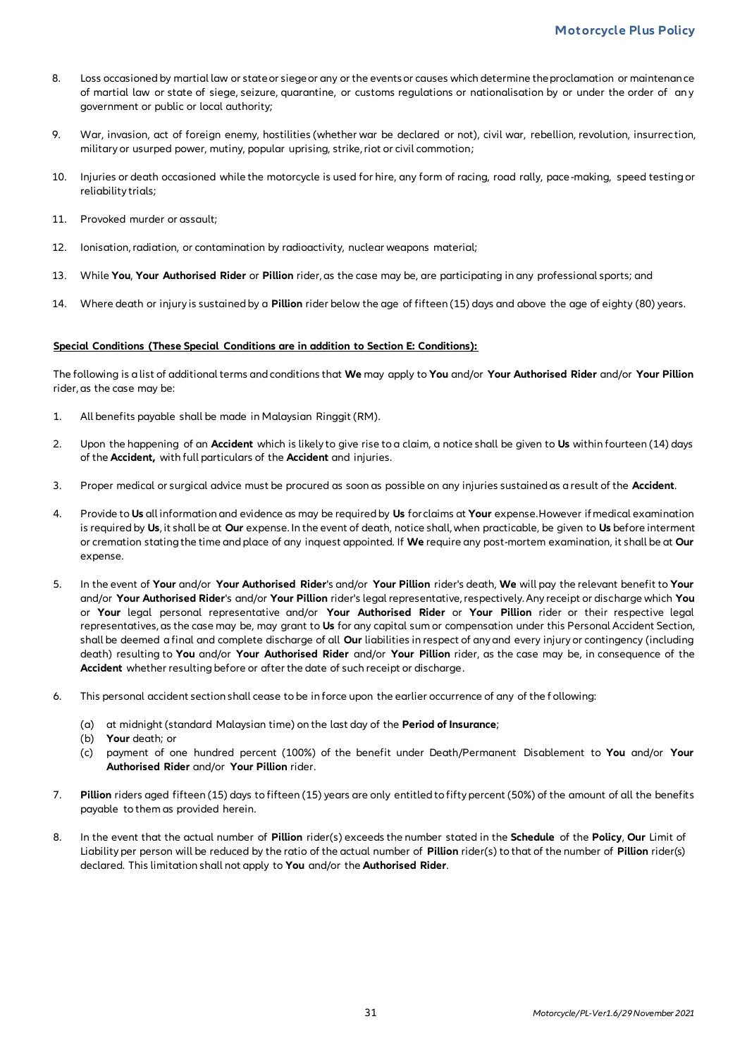8. Loss occasioned by martial law or state or siege or any or the events or causes which determine the proclamation or maintenance of martial law or state of siege, seizure, quarantine, or customs regulations or nationalisation by or under the order of any government or public or local authority;

9. War, invasion, act of foreign enemy, hostilities (whether war be declared or not), civil war, rebellion, revolution, insurrection, military or usurped power, mutiny, popular uprising, strike, riot or civil commotion;

10. Injuries or death occasioned while the motorcycle is used for hire, any form of racing, road rally, pace-making, speed testing or reliability trials;

11. Provoked murder or assault;

12. Ionisation, radiation, or contamination by radioactivity, nuclear weapons material;

13. While **You**, **Your Authorised Rider** or **Pillion** rider, as the case may be, are participating in any professional sports; and

14. Where death or injury is sustained by a **Pillion** rider below the age of fifteen (15) days and above the age of eighty (80) years.

**Special Conditions (These Special Conditions are in addition to Section E: Conditions):**

The following is a list of additional terms and conditions that **We** may apply to **You** and/or **Your Authorised Rider** and/or **Your Pillion** rider, as the case may be:

1. All benefits payable shall be made in Malaysian Ringgit (RM).

2. Upon the happening of an **Accident** which is likely to give rise to a claim, a notice shall be given to **Us** within fourteen (14) days of the **Accident,** with full particulars of the **Accident** and injuries.

3. Proper medical or surgical advice must be procured as soon as possible on any injuries sustained as a result of the **Accident**.

4. Provide to **Us** all information and evidence as may be required by **Us** for claims at **Your** expense. However if medical examination is required by **Us**, it shall be at **Our** expense. In the event of death, notice shall, when practicable, be given to **Us** before interment or cremation stating the time and place of any inquest appointed. If **We** require any post-mortem examination, it shall be at **Our** expense.

5. In the event of **Your** and/or **Your Authorised Rider**'s and/or **Your Pillion** rider's death, **We** will pay the relevant benefit to **Your** and/or **Your Authorised Rider**'s and/or **Your Pillion** rider's legal representative, respectively. Any receipt or discharge which **You** or **Your** legal personal representative and/or **Your Authorised Rider** or **Your Pillion** rider or their respective legal representatives, as the case may be, may grant to **Us** for any capital sum or compensation under this Personal Accident Section, shall be deemed a final and complete discharge of all **Our** liabilities in respect of any and every injury or contingency (including death) resulting to **You** and/or **Your Authorised Rider** and/or **Your Pillion** rider, as the case may be, in consequence of the **Accident** whether resulting before or after the date of such receipt or discharge.

6. This personal accident section shall cease to be in force upon the earlier occurrence of any of the following:
   (a) at midnight (standard Malaysian time) on the last day of the **Period of Insurance**;
   (b) **Your** death; or
   (c) payment of one hundred percent (100%) of the benefit under Death/Permanent Disablement to **You** and/or **Your Authorised Rider** and/or **Your Pillion** rider.

7. **Pillion** riders aged fifteen (15) days to fifteen (15) years are only entitled to fifty percent (50%) of the amount of all the benefits payable to them as provided herein.

8. In the event that the actual number of **Pillion** rider(s) exceeds the number stated in the **Schedule** of the **Policy**, **Our** Limit of Liability per person will be reduced by the ratio of the actual number of **Pillion** rider(s) to that of the number of **Pillion** rider(s) declared. This limitation shall not apply to **You** and/or the **Authorised Rider**.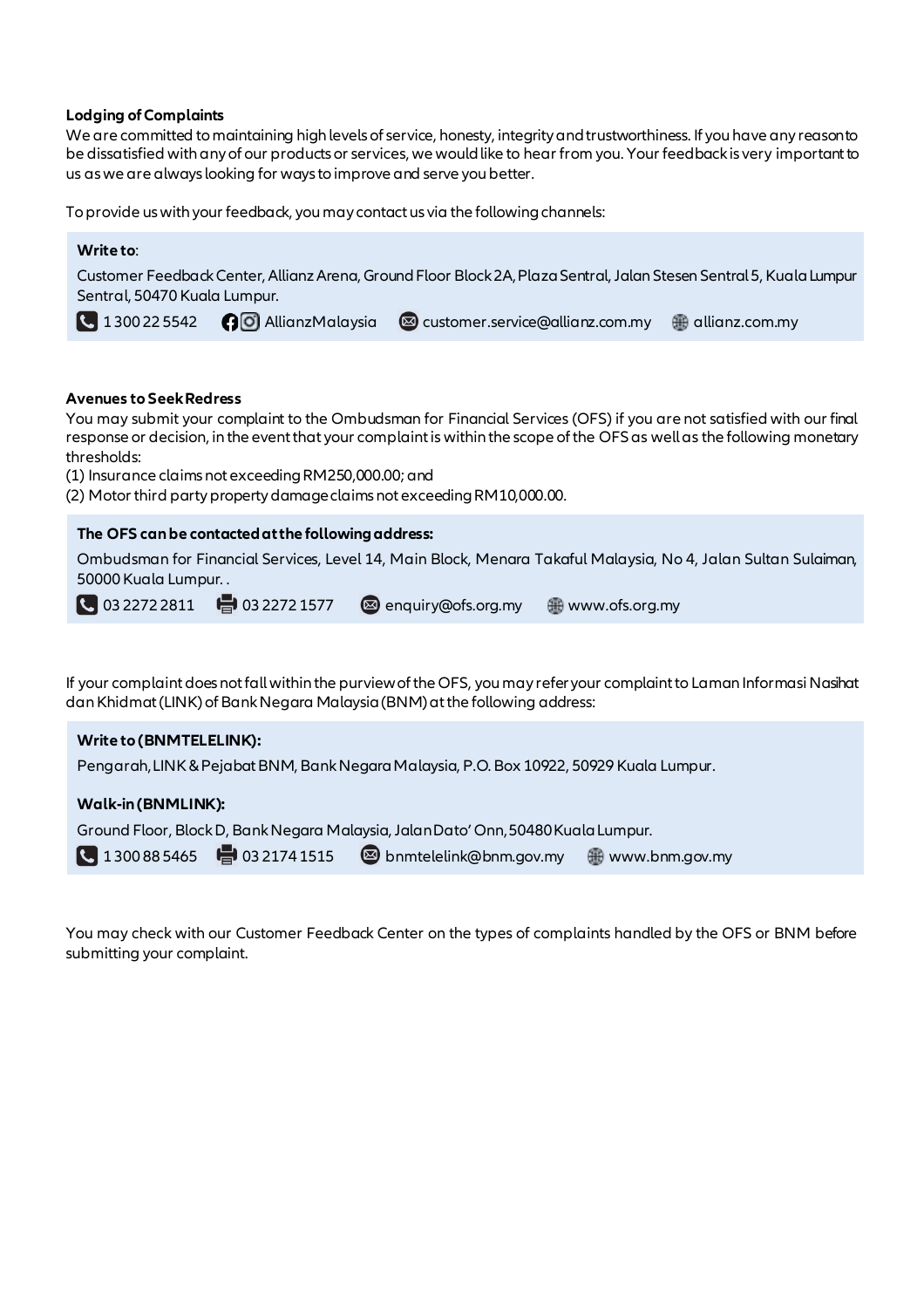**Lodging of Complaints**

We are committed to maintaining high levels of service, honesty, integrity and trustworthiness. If you have any reason to be dissatisfied with any of our products or services, we would like to hear from you. Your feedback is very important to us as we are always looking for ways to improve and serve you better.

To provide us with your feedback, you may contact us via the following channels:

**Write to**:

Customer Feedback Center, Allianz Arena, Ground Floor Block 2A, Plaza Sentral, Jalan Stesen Sentral 5, Kuala Lumpur Sentral, 50470 Kuala Lumpur.

1 300 22 5542 | AllianzMalaysia | customer.service@allianz.com.my | allianz.com.my

**Avenues to Seek Redress**

You may submit your complaint to the Ombudsman for Financial Services (OFS) if you are not satisfied with our final response or decision, in the event that your complaint is within the scope of the OFS as well as the following monetary thresholds:

(1) Insurance claims not exceeding RM250,000.00; and

(2) Motor third party property damage claims not exceeding RM10,000.00.

**The OFS can be contacted at the following address:**

Ombudsman for Financial Services, Level 14, Main Block, Menara Takaful Malaysia, No 4, Jalan Sultan Sulaiman, 50000 Kuala Lumpur. .

03 2272 2811 | 03 2272 1577 | enquiry@ofs.org.my | www.ofs.org.my

If your complaint does not fall within the purview of the OFS, you may refer your complaint to Laman Informasi Nasihat dan Khidmat (LINK) of Bank Negara Malaysia (BNM) at the following address:

**Write to (BNMTELELINK):**

Pengarah, LINK & Pejabat BNM, Bank Negara Malaysia, P.O. Box 10922, 50929 Kuala Lumpur.

**Walk-in (BNMLINK):**

Ground Floor, Block D, Bank Negara Malaysia, Jalan Dato' Onn, 50480 Kuala Lumpur.

1 300 88 5465 | 03 2174 1515 | bnmtelelink@bnm.gov.my | www.bnm.gov.my

You may check with our Customer Feedback Center on the types of complaints handled by the OFS or BNM before submitting your complaint.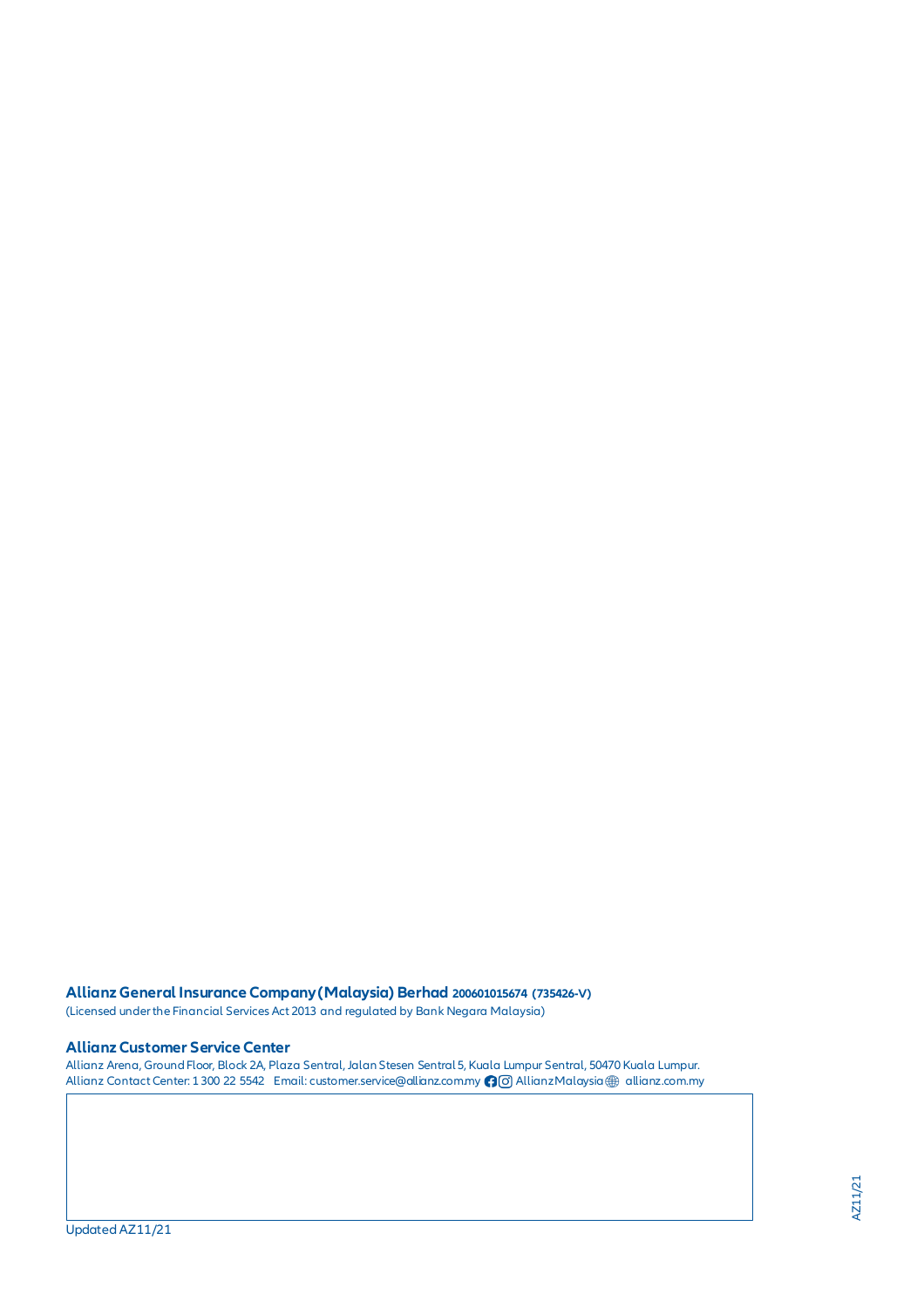**Allianz General Insurance Company (Malaysia) Berhad** **200601015674 (735426-V)**
(Licensed under the Financial Services Act 2013 and regulated by Bank Negara Malaysia)

**Allianz Customer Service Center**
Allianz Arena, Ground Floor, Block 2A, Plaza Sentral, Jalan Stesen Sentral 5, Kuala Lumpur Sentral, 50470 Kuala Lumpur.
Allianz Contact Center: 1 300 22 5542 Email: customer.service@allianz.com.my AllianzMalaysia allianz.com.my

Updated AZ11/21

AZ11/21